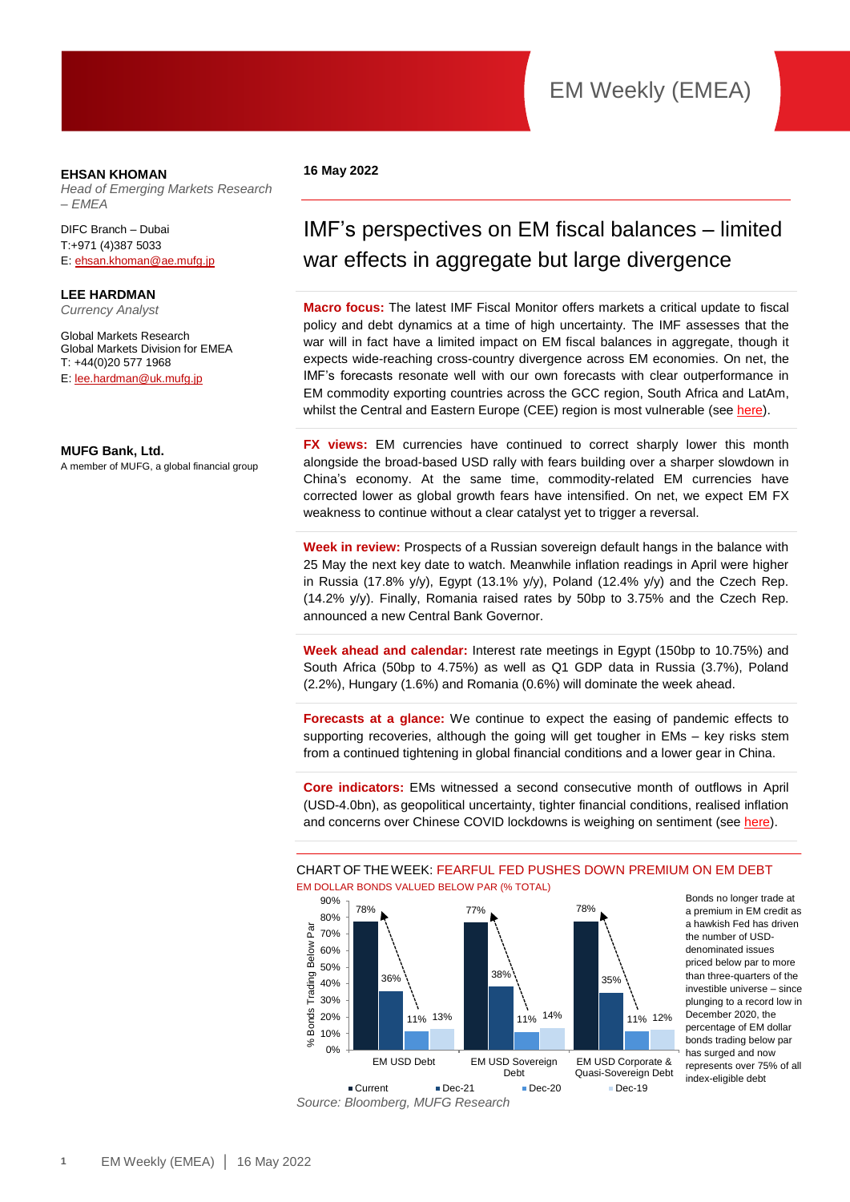# EM Weekly (EMEA)

**EHSAN KHOMAN**
*Head of Emerging Markets Research – EMEA*

DIFC Branch – Dubai
T:+971 (4)387 5033
E: ehsan.khoman@ae.mufg.jp

**LEE HARDMAN**
*Currency Analyst*

Global Markets Research
Global Markets Division for EMEA
T: +44(0)20 577 1968
E: lee.hardman@uk.mufg.jp

**MUFG Bank, Ltd.**
A member of MUFG, a global financial group

**16 May 2022**

## IMF's perspectives on EM fiscal balances – limited war effects in aggregate but large divergence

**Macro focus:** The latest IMF Fiscal Monitor offers markets a critical update to fiscal policy and debt dynamics at a time of high uncertainty. The IMF assesses that the war will in fact have a limited impact on EM fiscal balances in aggregate, though it expects wide-reaching cross-country divergence across EM economies. On net, the IMF's forecasts resonate well with our own forecasts with clear outperformance in EM commodity exporting countries across the GCC region, South Africa and LatAm, whilst the Central and Eastern Europe (CEE) region is most vulnerable (see here).

**FX views:** EM currencies have continued to correct sharply lower this month alongside the broad-based USD rally with fears building over a sharper slowdown in China's economy. At the same time, commodity-related EM currencies have corrected lower as global growth fears have intensified. On net, we expect EM FX weakness to continue without a clear catalyst yet to trigger a reversal.

**Week in review:** Prospects of a Russian sovereign default hangs in the balance with 25 May the next key date to watch. Meanwhile inflation readings in April were higher in Russia (17.8% y/y), Egypt (13.1% y/y), Poland (12.4% y/y) and the Czech Rep. (14.2% y/y). Finally, Romania raised rates by 50bp to 3.75% and the Czech Rep. announced a new Central Bank Governor.

**Week ahead and calendar:** Interest rate meetings in Egypt (150bp to 10.75%) and South Africa (50bp to 4.75%) as well as Q1 GDP data in Russia (3.7%), Poland (2.2%), Hungary (1.6%) and Romania (0.6%) will dominate the week ahead.

**Forecasts at a glance:** We continue to expect the easing of pandemic effects to supporting recoveries, although the going will get tougher in EMs – key risks stem from a continued tightening in global financial conditions and a lower gear in China.

**Core indicators:** EMs witnessed a second consecutive month of outflows in April (USD-4.0bn), as geopolitical uncertainty, tighter financial conditions, realised inflation and concerns over Chinese COVID lockdowns is weighing on sentiment (see here).

CHART OF THE WEEK: FEARFUL FED PUSHES DOWN PREMIUM ON EM DEBT

EM DOLLAR BONDS VALUED BELOW PAR (% TOTAL)

| % Bonds Trading Below Par | Current | Dec-21 | Dec-20 | Dec-19 |
|---|---|---|---|---|
| EM USD Debt | 78% | 36% | 11% | 13% |
| EM USD Sovereign Debt | 77% | 38% | 11% | 14% |
| EM USD Corporate & Quasi-Sovereign Debt | 78% | 35% | 11% | 12% |

Bonds no longer trade at a premium in EM credit as a hawkish Fed has driven the number of USD-denominated issues priced below par to more than three-quarters of the investible universe – since plunging to a record low in December 2020, the percentage of EM dollar bonds trading below par has surged and now represents over 75% of all index-eligible debt

*Source: Bloomberg, MUFG Research*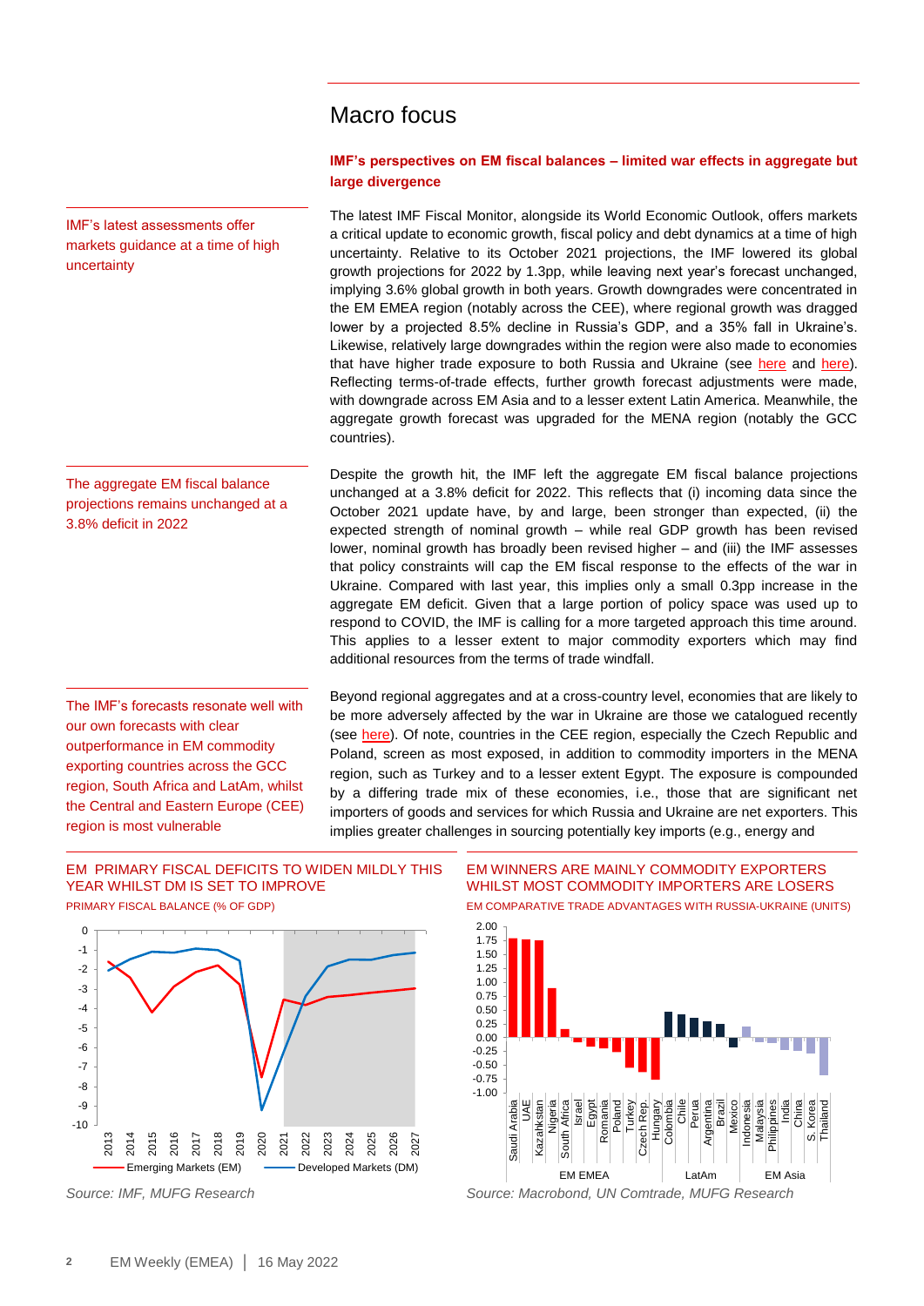# Macro focus

**IMF's perspectives on EM fiscal balances – limited war effects in aggregate but large divergence**

IMF's latest assessments offer markets guidance at a time of high uncertainty

The latest IMF Fiscal Monitor, alongside its World Economic Outlook, offers markets a critical update to economic growth, fiscal policy and debt dynamics at a time of high uncertainty. Relative to its October 2021 projections, the IMF lowered its global growth projections for 2022 by 1.3pp, while leaving next year's forecast unchanged, implying 3.6% global growth in both years. Growth downgrades were concentrated in the EM EMEA region (notably across the CEE), where regional growth was dragged lower by a projected 8.5% decline in Russia's GDP, and a 35% fall in Ukraine's. Likewise, relatively large downgrades within the region were also made to economies that have higher trade exposure to both Russia and Ukraine (see here and here). Reflecting terms-of-trade effects, further growth forecast adjustments were made, with downgrade across EM Asia and to a lesser extent Latin America. Meanwhile, the aggregate growth forecast was upgraded for the MENA region (notably the GCC countries).

The aggregate EM fiscal balance projections remains unchanged at a 3.8% deficit in 2022

Despite the growth hit, the IMF left the aggregate EM fiscal balance projections unchanged at a 3.8% deficit for 2022. This reflects that (i) incoming data since the October 2021 update have, by and large, been stronger than expected, (ii) the expected strength of nominal growth – while real GDP growth has been revised lower, nominal growth has broadly been revised higher – and (iii) the IMF assesses that policy constraints will cap the EM fiscal response to the effects of the war in Ukraine. Compared with last year, this implies only a small 0.3pp increase in the aggregate EM deficit. Given that a large portion of policy space was used up to respond to COVID, the IMF is calling for a more targeted approach this time around. This applies to a lesser extent to major commodity exporters which may find additional resources from the terms of trade windfall.

The IMF's forecasts resonate well with our own forecasts with clear outperformance in EM commodity exporting countries across the GCC region, South Africa and LatAm, whilst the Central and Eastern Europe (CEE) region is most vulnerable

Beyond regional aggregates and at a cross-country level, economies that are likely to be more adversely affected by the war in Ukraine are those we catalogued recently (see here). Of note, countries in the CEE region, especially the Czech Republic and Poland, screen as most exposed, in addition to commodity importers in the MENA region, such as Turkey and to a lesser extent Egypt. The exposure is compounded by a differing trade mix of these economies, i.e., those that are significant net importers of goods and services for which Russia and Ukraine are net exporters. This implies greater challenges in sourcing potentially key imports (e.g., energy and

**EM PRIMARY FISCAL DEFICITS TO WIDEN MILDLY THIS YEAR WHILST DM IS SET TO IMPROVE**

PRIMARY FISCAL BALANCE (% OF GDP)

*Source: IMF, MUFG Research*

**EM WINNERS ARE MAINLY COMMODITY EXPORTERS WHILST MOST COMMODITY IMPORTERS ARE LOSERS**

EM COMPARATIVE TRADE ADVANTAGES WITH RUSSIA-UKRAINE (UNITS)

*Source: Macrobond, UN Comtrade, MUFG Research*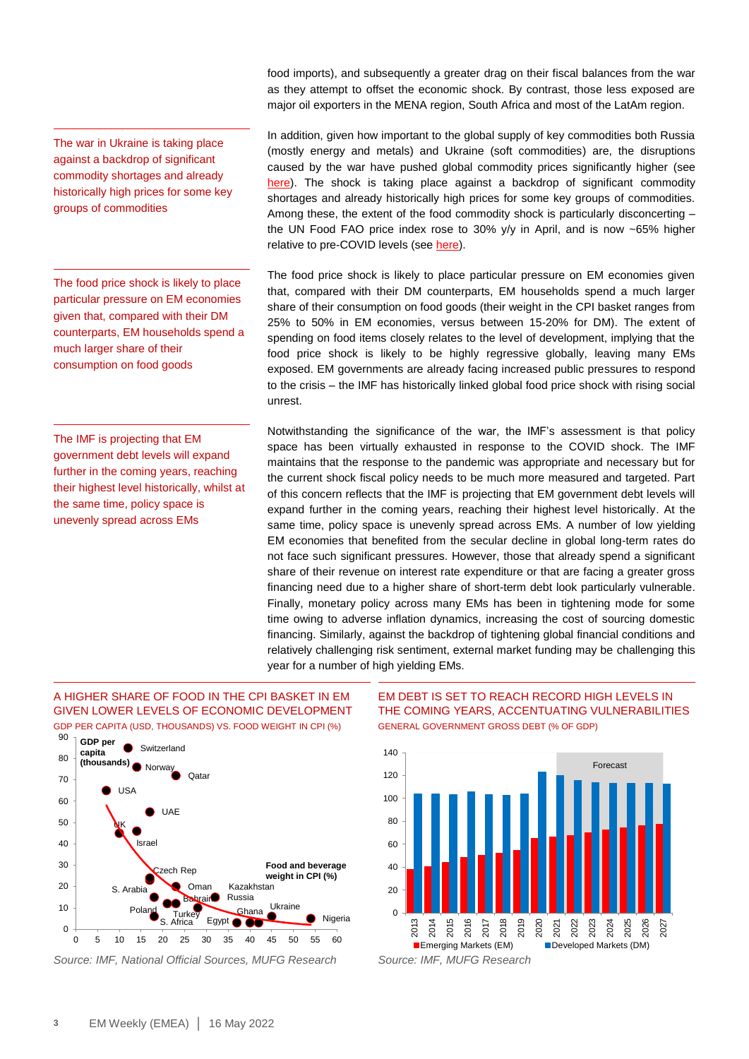food imports), and subsequently a greater drag on their fiscal balances from the war as they attempt to offset the economic shock. By contrast, those less exposed are major oil exporters in the MENA region, South Africa and most of the LatAm region.

The war in Ukraine is taking place against a backdrop of significant commodity shortages and already historically high prices for some key groups of commodities

In addition, given how important to the global supply of key commodities both Russia (mostly energy and metals) and Ukraine (soft commodities) are, the disruptions caused by the war have pushed global commodity prices significantly higher (see here). The shock is taking place against a backdrop of significant commodity shortages and already historically high prices for some key groups of commodities. Among these, the extent of the food commodity shock is particularly disconcerting – the UN Food FAO price index rose to 30% y/y in April, and is now ~65% higher relative to pre-COVID levels (see here).

The food price shock is likely to place particular pressure on EM economies given that, compared with their DM counterparts, EM households spend a much larger share of their consumption on food goods

The food price shock is likely to place particular pressure on EM economies given that, compared with their DM counterparts, EM households spend a much larger share of their consumption on food goods (their weight in the CPI basket ranges from 25% to 50% in EM economies, versus between 15-20% for DM). The extent of spending on food items closely relates to the level of development, implying that the food price shock is likely to be highly regressive globally, leaving many EMs exposed. EM governments are already facing increased public pressures to respond to the crisis – the IMF has historically linked global food price shock with rising social unrest.

The IMF is projecting that EM government debt levels will expand further in the coming years, reaching their highest level historically, whilst at the same time, policy space is unevenly spread across EMs

Notwithstanding the significance of the war, the IMF's assessment is that policy space has been virtually exhausted in response to the COVID shock. The IMF maintains that the response to the pandemic was appropriate and necessary but for the current shock fiscal policy needs to be much more measured and targeted. Part of this concern reflects that the IMF is projecting that EM government debt levels will expand further in the coming years, reaching their highest level historically. At the same time, policy space is unevenly spread across EMs. A number of low yielding EM economies that benefited from the secular decline in global long-term rates do not face such significant pressures. However, those that already spend a significant share of their revenue on interest rate expenditure or that are facing a greater gross financing need due to a higher share of short-term debt look particularly vulnerable. Finally, monetary policy across many EMs has been in tightening mode for some time owing to adverse inflation dynamics, increasing the cost of sourcing domestic financing. Similarly, against the backdrop of tightening global financial conditions and relatively challenging risk sentiment, external market funding may be challenging this year for a number of high yielding EMs.

A HIGHER SHARE OF FOOD IN THE CPI BASKET IN EM GIVEN LOWER LEVELS OF ECONOMIC DEVELOPMENT

GDP PER CAPITA (USD, THOUSANDS) VS. FOOD WEIGHT IN CPI (%)

*Source: IMF, National Official Sources, MUFG Research*

EM DEBT IS SET TO REACH RECORD HIGH LEVELS IN THE COMING YEARS, ACCENTUATING VULNERABILITIES

GENERAL GOVERNMENT GROSS DEBT (% OF GDP)

*Source: IMF, MUFG Research*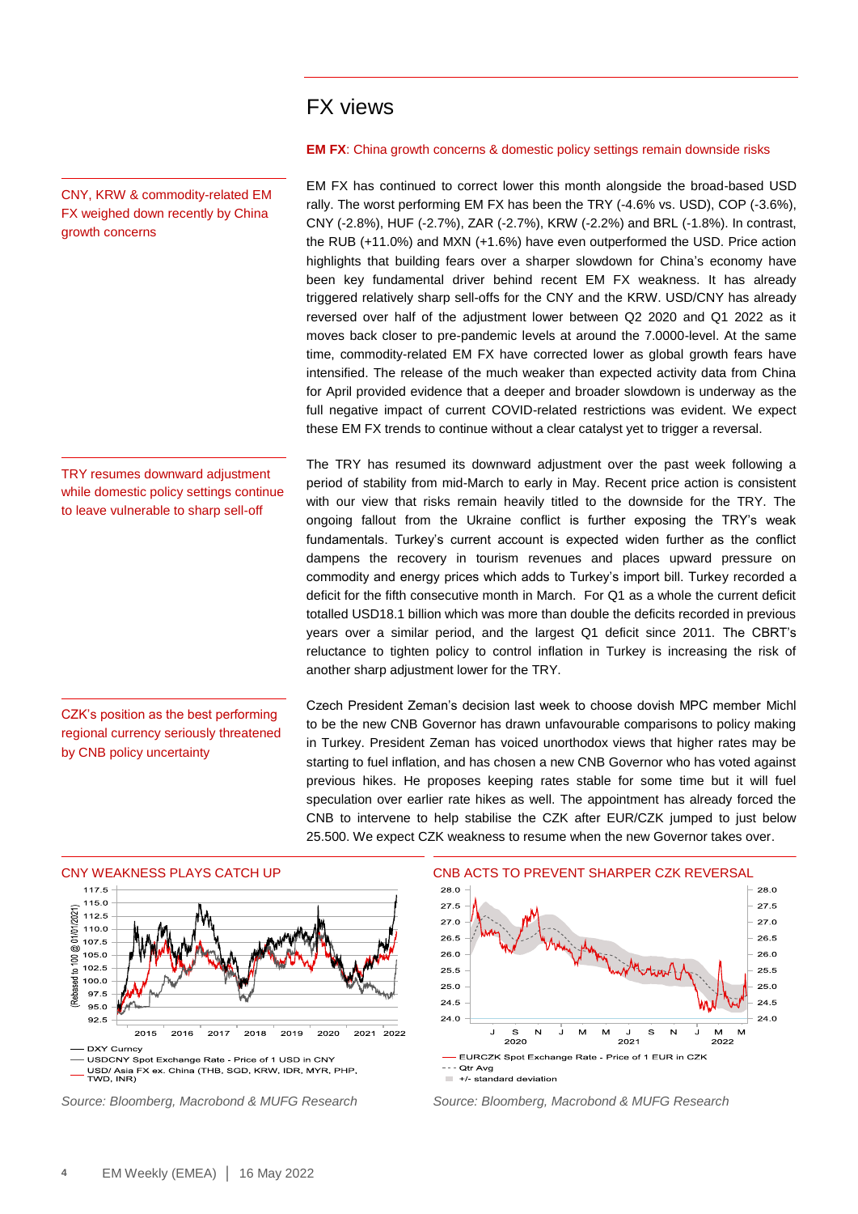# FX views

**EM FX**: China growth concerns & domestic policy settings remain downside risks

CNY, KRW & commodity-related EM FX weighed down recently by China growth concerns

EM FX has continued to correct lower this month alongside the broad-based USD rally. The worst performing EM FX has been the TRY (-4.6% vs. USD), COP (-3.6%), CNY (-2.8%), HUF (-2.7%), ZAR (-2.7%), KRW (-2.2%) and BRL (-1.8%). In contrast, the RUB (+11.0%) and MXN (+1.6%) have even outperformed the USD. Price action highlights that building fears over a sharper slowdown for China's economy have been key fundamental driver behind recent EM FX weakness. It has already triggered relatively sharp sell-offs for the CNY and the KRW. USD/CNY has already reversed over half of the adjustment lower between Q2 2020 and Q1 2022 as it moves back closer to pre-pandemic levels at around the 7.0000-level. At the same time, commodity-related EM FX have corrected lower as global growth fears have intensified. The release of the much weaker than expected activity data from China for April provided evidence that a deeper and broader slowdown is underway as the full negative impact of current COVID-related restrictions was evident. We expect these EM FX trends to continue without a clear catalyst yet to trigger a reversal.

TRY resumes downward adjustment while domestic policy settings continue to leave vulnerable to sharp sell-off

The TRY has resumed its downward adjustment over the past week following a period of stability from mid-March to early in May. Recent price action is consistent with our view that risks remain heavily titled to the downside for the TRY. The ongoing fallout from the Ukraine conflict is further exposing the TRY's weak fundamentals. Turkey's current account is expected widen further as the conflict dampens the recovery in tourism revenues and places upward pressure on commodity and energy prices which adds to Turkey's import bill. Turkey recorded a deficit for the fifth consecutive month in March. For Q1 as a whole the current deficit totalled USD18.1 billion which was more than double the deficits recorded in previous years over a similar period, and the largest Q1 deficit since 2011. The CBRT's reluctance to tighten policy to control inflation in Turkey is increasing the risk of another sharp adjustment lower for the TRY.

CZK's position as the best performing regional currency seriously threatened by CNB policy uncertainty

Czech President Zeman's decision last week to choose dovish MPC member Michl to be the new CNB Governor has drawn unfavourable comparisons to policy making in Turkey. President Zeman has voiced unorthodox views that higher rates may be starting to fuel inflation, and has chosen a new CNB Governor who has voted against previous hikes. He proposes keeping rates stable for some time but it will fuel speculation over earlier rate hikes as well. The appointment has already forced the CNB to intervene to help stabilise the CZK after EUR/CZK jumped to just below 25.500. We expect CZK weakness to resume when the new Governor takes over.

CNY WEAKNESS PLAYS CATCH UP

DXY Curncy
USDCNY Spot Exchange Rate - Price of 1 USD in CNY
USD/ Asia FX ex. China (THB, SGD, KRW, IDR, MYR, PHP, TWD, INR)

*Source: Bloomberg, Macrobond & MUFG Research*

CNB ACTS TO PREVENT SHARPER CZK REVERSAL

EURCZK Spot Exchange Rate - Price of 1 EUR in CZK
Qtr Avg
+/- standard deviation

*Source: Bloomberg, Macrobond & MUFG Research*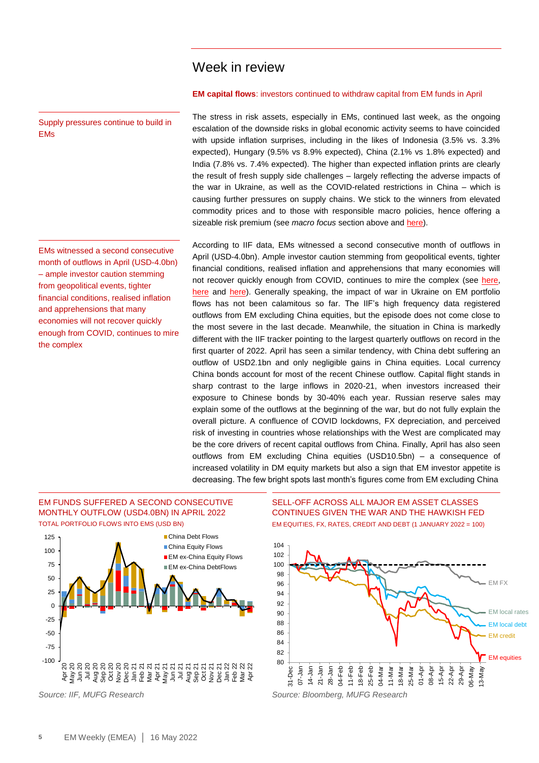## Week in review

**EM capital flows**: investors continued to withdraw capital from EM funds in April

Supply pressures continue to build in EMs

The stress in risk assets, especially in EMs, continued last week, as the ongoing escalation of the downside risks in global economic activity seems to have coincided with upside inflation surprises, including in the likes of Indonesia (3.5% vs. 3.3% expected), Hungary (9.5% vs 8.9% expected), China (2.1% vs 1.8% expected) and India (7.8% vs. 7.4% expected). The higher than expected inflation prints are clearly the result of fresh supply side challenges – largely reflecting the adverse impacts of the war in Ukraine, as well as the COVID-related restrictions in China – which is causing further pressures on supply chains. We stick to the winners from elevated commodity prices and to those with responsible macro policies, hence offering a sizeable risk premium (see *macro focus* section above and here).

EMs witnessed a second consecutive month of outflows in April (USD-4.0bn) – ample investor caution stemming from geopolitical events, tighter financial conditions, realised inflation and apprehensions that many economies will not recover quickly enough from COVID, continues to mire the complex

According to IIF data, EMs witnessed a second consecutive month of outflows in April (USD-4.0bn). Ample investor caution stemming from geopolitical events, tighter financial conditions, realised inflation and apprehensions that many economies will not recover quickly enough from COVID, continues to mire the complex (see here, here and here). Generally speaking, the impact of war in Ukraine on EM portfolio flows has not been calamitous so far. The IIF's high frequency data registered outflows from EM excluding China equities, but the episode does not come close to the most severe in the last decade. Meanwhile, the situation in China is markedly different with the IIF tracker pointing to the largest quarterly outflows on record in the first quarter of 2022. April has seen a similar tendency, with China debt suffering an outflow of USD2.1bn and only negligible gains in China equities. Local currency China bonds account for most of the recent Chinese outflow. Capital flight stands in sharp contrast to the large inflows in 2020-21, when investors increased their exposure to Chinese bonds by 30-40% each year. Russian reserve sales may explain some of the outflows at the beginning of the war, but do not fully explain the overall picture. A confluence of COVID lockdowns, FX depreciation, and perceived risk of investing in countries whose relationships with the West are complicated may be the core drivers of recent capital outflows from China. Finally, April has also seen outflows from EM excluding China equities (USD10.5bn) – a consequence of increased volatility in DM equity markets but also a sign that EM investor appetite is decreasing. The few bright spots last month's figures come from EM excluding China

EM FUNDS SUFFERED A SECOND CONSECUTIVE MONTHLY OUTFLOW (USD4.0BN) IN APRIL 2022
TOTAL PORTFOLIO FLOWS INTO EMS (USD BN)

Source: IIF, MUFG Research

SELL-OFF ACROSS ALL MAJOR EM ASSET CLASSES CONTINUES GIVEN THE WAR AND THE HAWKISH FED
EM EQUITIES, FX, RATES, CREDIT AND DEBT (1 JANUARY 2022 = 100)

Source: Bloomberg, MUFG Research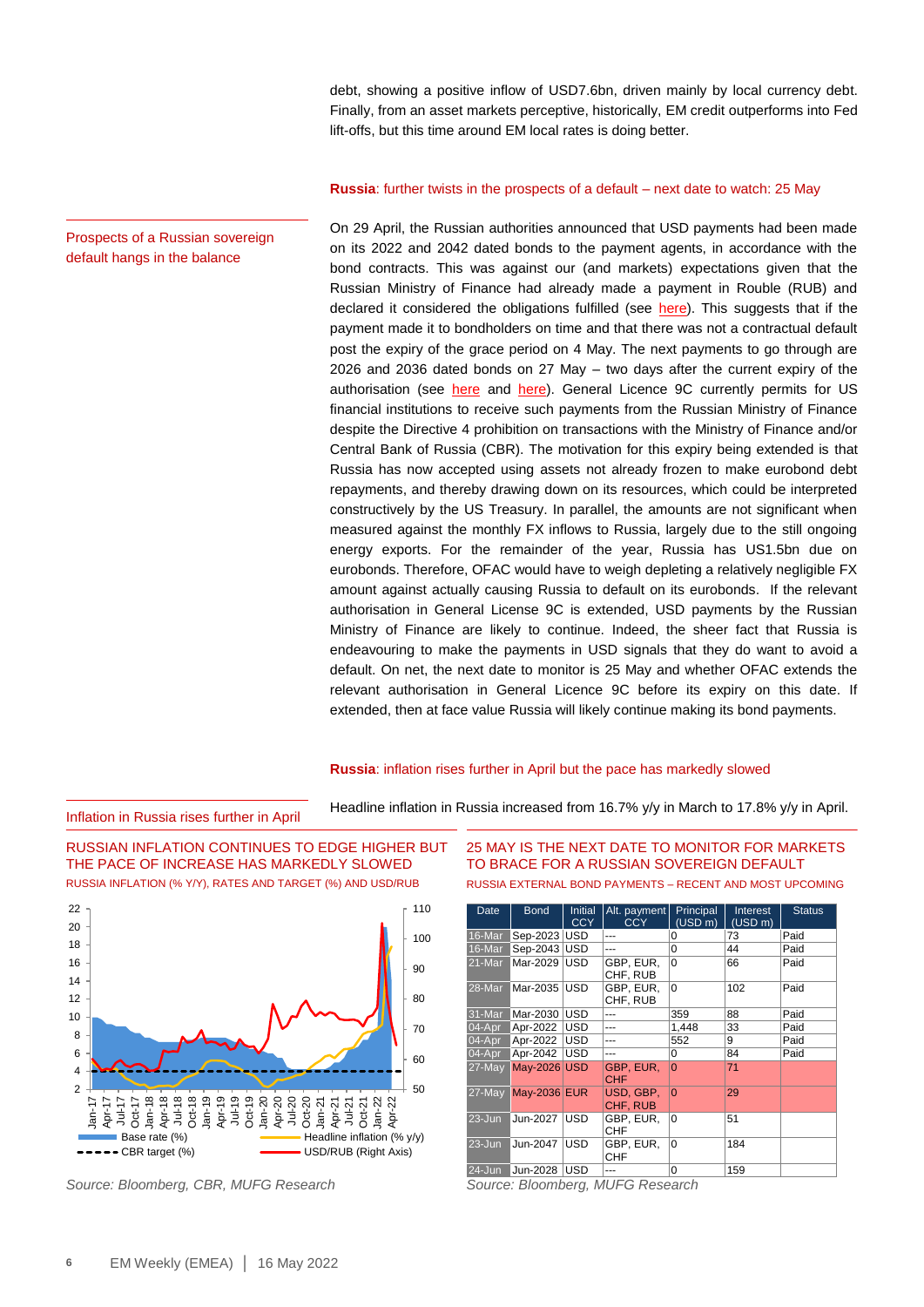debt, showing a positive inflow of USD7.6bn, driven mainly by local currency debt. Finally, from an asset markets perceptive, historically, EM credit outperforms into Fed lift-offs, but this time around EM local rates is doing better.

### **Russia**: further twists in the prospects of a default – next date to watch: 25 May

Prospects of a Russian sovereign default hangs in the balance

On 29 April, the Russian authorities announced that USD payments had been made on its 2022 and 2042 dated bonds to the payment agents, in accordance with the bond contracts. This was against our (and markets) expectations given that the Russian Ministry of Finance had already made a payment in Rouble (RUB) and declared it considered the obligations fulfilled (see here). This suggests that if the payment made it to bondholders on time and that there was not a contractual default post the expiry of the grace period on 4 May. The next payments to go through are 2026 and 2036 dated bonds on 27 May – two days after the current expiry of the authorisation (see here and here). General Licence 9C currently permits for US financial institutions to receive such payments from the Russian Ministry of Finance despite the Directive 4 prohibition on transactions with the Ministry of Finance and/or Central Bank of Russia (CBR). The motivation for this expiry being extended is that Russia has now accepted using assets not already frozen to make eurobond debt repayments, and thereby drawing down on its resources, which could be interpreted constructively by the US Treasury. In parallel, the amounts are not significant when measured against the monthly FX inflows to Russia, largely due to the still ongoing energy exports. For the remainder of the year, Russia has US1.5bn due on eurobonds. Therefore, OFAC would have to weigh depleting a relatively negligible FX amount against actually causing Russia to default on its eurobonds. If the relevant authorisation in General License 9C is extended, USD payments by the Russian Ministry of Finance are likely to continue. Indeed, the sheer fact that Russia is endeavouring to make the payments in USD signals that they do want to avoid a default. On net, the next date to monitor is 25 May and whether OFAC extends the relevant authorisation in General Licence 9C before its expiry on this date. If extended, then at face value Russia will likely continue making its bond payments.

### **Russia**: inflation rises further in April but the pace has markedly slowed

Inflation in Russia rises further in April

Headline inflation in Russia increased from 16.7% y/y in March to 17.8% y/y in April.

**RUSSIAN INFLATION CONTINUES TO EDGE HIGHER BUT THE PACE OF INCREASE HAS MARKEDLY SLOWED**

RUSSIA INFLATION (% Y/Y), RATES AND TARGET (%) AND USD/RUB

*Source: Bloomberg, CBR, MUFG Research*

**25 MAY IS THE NEXT DATE TO MONITOR FOR MARKETS TO BRACE FOR A RUSSIAN SOVEREIGN DEFAULT**

RUSSIA EXTERNAL BOND PAYMENTS – RECENT AND MOST UPCOMING

| Date | Bond | Initial CCY | Alt. payment CCY | Principal (USD m) | Interest (USD m) | Status |
|---|---|---|---|---|---|---|
| 16-Mar | Sep-2023 | USD | --- | 0 | 73 | Paid |
| 16-Mar | Sep-2043 | USD | --- | 0 | 44 | Paid |
| 21-Mar | Mar-2029 | USD | GBP, EUR, CHF, RUB | 0 | 66 | Paid |
| 28-Mar | Mar-2035 | USD | GBP, EUR, CHF, RUB | 0 | 102 | Paid |
| 31-Mar | Mar-2030 | USD | --- | 359 | 88 | Paid |
| 04-Apr | Apr-2022 | USD | --- | 1,448 | 33 | Paid |
| 04-Apr | Apr-2022 | USD | --- | 552 | 9 | Paid |
| 04-Apr | Apr-2042 | USD | --- | 0 | 84 | Paid |
| 27-May | May-2026 | USD | GBP, EUR, CHF | 0 | 71 | |
| 27-May | May-2036 | EUR | USD, GBP, CHF, RUB | 0 | 29 | |
| 23-Jun | Jun-2027 | USD | GBP, EUR, CHF | 0 | 51 | |
| 23-Jun | Jun-2047 | USD | GBP, EUR, CHF | 0 | 184 | |
| 24-Jun | Jun-2028 | USD | --- | 0 | 159 | |

*Source: Bloomberg, MUFG Research*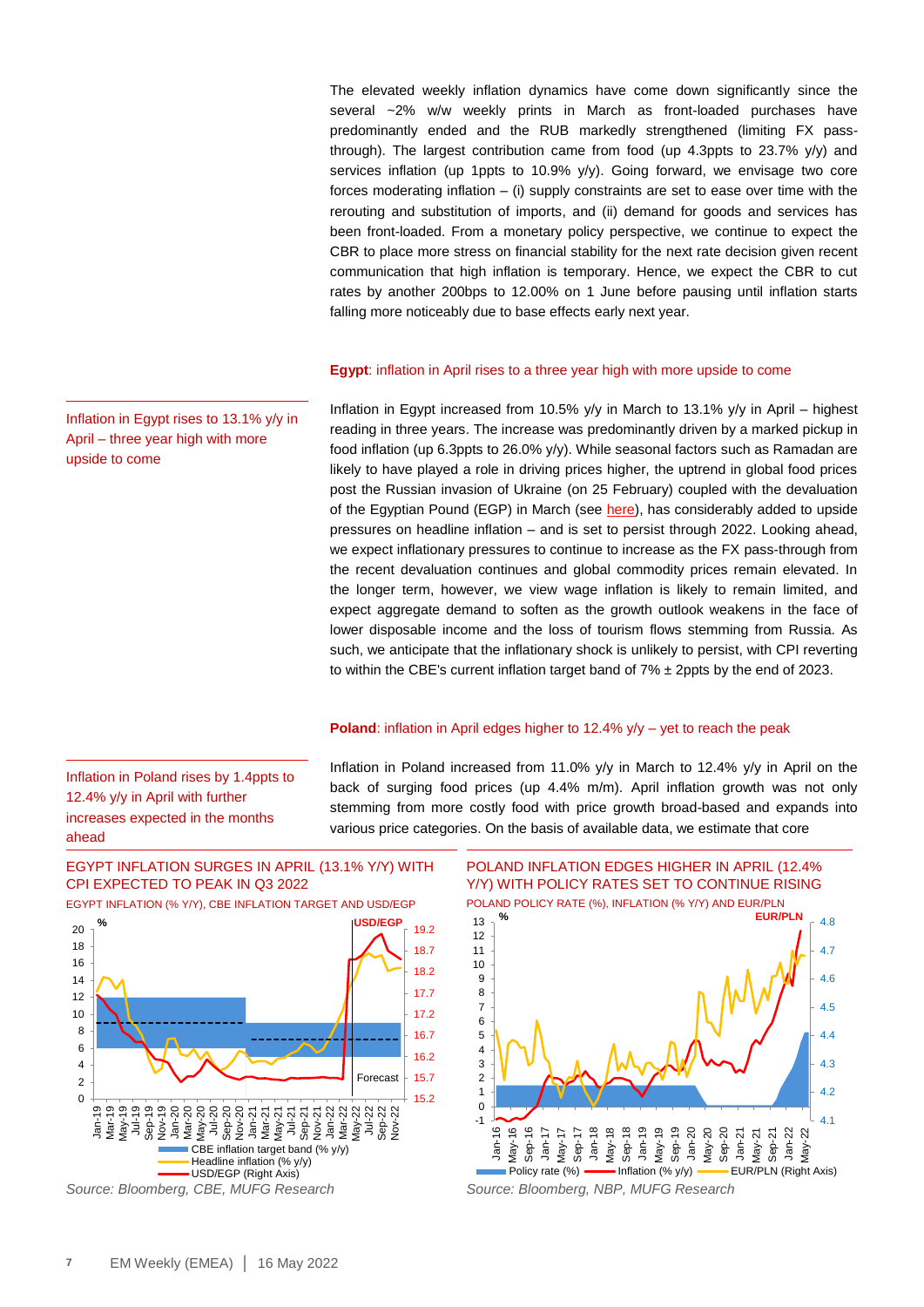The elevated weekly inflation dynamics have come down significantly since the several ~2% w/w weekly prints in March as front-loaded purchases have predominantly ended and the RUB markedly strengthened (limiting FX pass-through). The largest contribution came from food (up 4.3ppts to 23.7% y/y) and services inflation (up 1ppts to 10.9% y/y). Going forward, we envisage two core forces moderating inflation – (i) supply constraints are set to ease over time with the rerouting and substitution of imports, and (ii) demand for goods and services has been front-loaded. From a monetary policy perspective, we continue to expect the CBR to place more stress on financial stability for the next rate decision given recent communication that high inflation is temporary. Hence, we expect the CBR to cut rates by another 200bps to 12.00% on 1 June before pausing until inflation starts falling more noticeably due to base effects early next year.

### **Egypt**: inflation in April rises to a three year high with more upside to come

Inflation in Egypt rises to 13.1% y/y in April – three year high with more upside to come

Inflation in Egypt increased from 10.5% y/y in March to 13.1% y/y in April – highest reading in three years. The increase was predominantly driven by a marked pickup in food inflation (up 6.3ppts to 26.0% y/y). While seasonal factors such as Ramadan are likely to have played a role in driving prices higher, the uptrend in global food prices post the Russian invasion of Ukraine (on 25 February) coupled with the devaluation of the Egyptian Pound (EGP) in March (see here), has considerably added to upside pressures on headline inflation – and is set to persist through 2022. Looking ahead, we expect inflationary pressures to continue to increase as the FX pass-through from the recent devaluation continues and global commodity prices remain elevated. In the longer term, however, we view wage inflation is likely to remain limited, and expect aggregate demand to soften as the growth outlook weakens in the face of lower disposable income and the loss of tourism flows stemming from Russia. As such, we anticipate that the inflationary shock is unlikely to persist, with CPI reverting to within the CBE's current inflation target band of 7% ± 2ppts by the end of 2023.

### **Poland**: inflation in April edges higher to 12.4% y/y – yet to reach the peak

Inflation in Poland rises by 1.4ppts to 12.4% y/y in April with further increases expected in the months ahead

Inflation in Poland increased from 11.0% y/y in March to 12.4% y/y in April on the back of surging food prices (up 4.4% m/m). April inflation growth was not only stemming from more costly food with price growth broad-based and expands into various price categories. On the basis of available data, we estimate that core

EGYPT INFLATION SURGES IN APRIL (13.1% Y/Y) WITH CPI EXPECTED TO PEAK IN Q3 2022

EGYPT INFLATION (% Y/Y), CBE INFLATION TARGET AND USD/EGP

*Source: Bloomberg, CBE, MUFG Research*

POLAND INFLATION EDGES HIGHER IN APRIL (12.4% Y/Y) WITH POLICY RATES SET TO CONTINUE RISING

POLAND POLICY RATE (%), INFLATION (% Y/Y) AND EUR/PLN

*Source: Bloomberg, NBP, MUFG Research*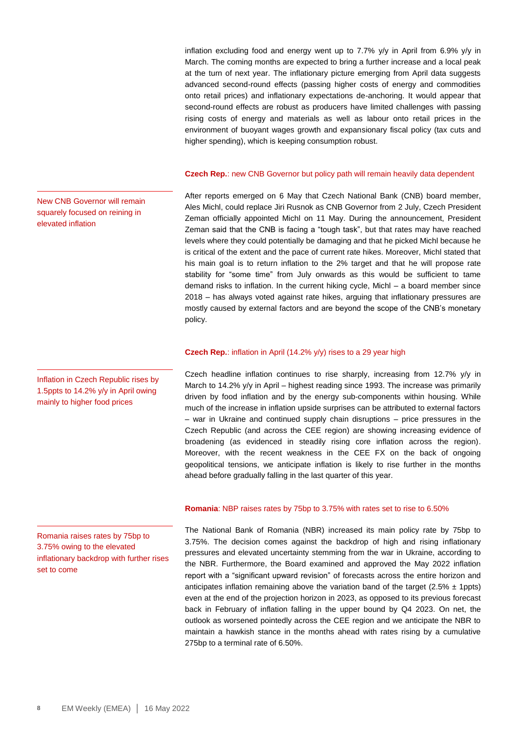inflation excluding food and energy went up to 7.7% y/y in April from 6.9% y/y in March. The coming months are expected to bring a further increase and a local peak at the turn of next year. The inflationary picture emerging from April data suggests advanced second-round effects (passing higher costs of energy and commodities onto retail prices) and inflationary expectations de-anchoring. It would appear that second-round effects are robust as producers have limited challenges with passing rising costs of energy and materials as well as labour onto retail prices in the environment of buoyant wages growth and expansionary fiscal policy (tax cuts and higher spending), which is keeping consumption robust.

**Czech Rep.**: new CNB Governor but policy path will remain heavily data dependent

New CNB Governor will remain squarely focused on reining in elevated inflation

After reports emerged on 6 May that Czech National Bank (CNB) board member, Ales Michl, could replace Jiri Rusnok as CNB Governor from 2 July, Czech President Zeman officially appointed Michl on 11 May. During the announcement, President Zeman said that the CNB is facing a "tough task", but that rates may have reached levels where they could potentially be damaging and that he picked Michl because he is critical of the extent and the pace of current rate hikes. Moreover, Michl stated that his main goal is to return inflation to the 2% target and that he will propose rate stability for "some time" from July onwards as this would be sufficient to tame demand risks to inflation. In the current hiking cycle, Michl – a board member since 2018 – has always voted against rate hikes, arguing that inflationary pressures are mostly caused by external factors and are beyond the scope of the CNB's monetary policy.

**Czech Rep.**: inflation in April (14.2% y/y) rises to a 29 year high

Inflation in Czech Republic rises by 1.5ppts to 14.2% y/y in April owing mainly to higher food prices

Czech headline inflation continues to rise sharply, increasing from 12.7% y/y in March to 14.2% y/y in April – highest reading since 1993. The increase was primarily driven by food inflation and by the energy sub-components within housing. While much of the increase in inflation upside surprises can be attributed to external factors – war in Ukraine and continued supply chain disruptions – price pressures in the Czech Republic (and across the CEE region) are showing increasing evidence of broadening (as evidenced in steadily rising core inflation across the region). Moreover, with the recent weakness in the CEE FX on the back of ongoing geopolitical tensions, we anticipate inflation is likely to rise further in the months ahead before gradually falling in the last quarter of this year.

**Romania**: NBP raises rates by 75bp to 3.75% with rates set to rise to 6.50%

Romania raises rates by 75bp to 3.75% owing to the elevated inflationary backdrop with further rises set to come

The National Bank of Romania (NBR) increased its main policy rate by 75bp to 3.75%. The decision comes against the backdrop of high and rising inflationary pressures and elevated uncertainty stemming from the war in Ukraine, according to the NBR. Furthermore, the Board examined and approved the May 2022 inflation report with a "significant upward revision" of forecasts across the entire horizon and anticipates inflation remaining above the variation band of the target (2.5% ± 1ppts) even at the end of the projection horizon in 2023, as opposed to its previous forecast back in February of inflation falling in the upper bound by Q4 2023. On net, the outlook as worsened pointedly across the CEE region and we anticipate the NBR to maintain a hawkish stance in the months ahead with rates rising by a cumulative 275bp to a terminal rate of 6.50%.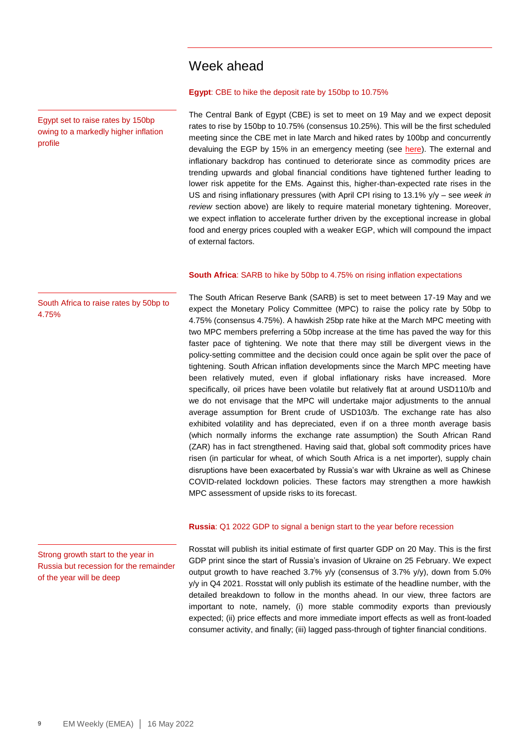# Week ahead

**Egypt**: CBE to hike the deposit rate by 150bp to 10.75%

Egypt set to raise rates by 150bp owing to a markedly higher inflation profile

The Central Bank of Egypt (CBE) is set to meet on 19 May and we expect deposit rates to rise by 150bp to 10.75% (consensus 10.25%). This will be the first scheduled meeting since the CBE met in late March and hiked rates by 100bp and concurrently devaluing the EGP by 15% in an emergency meeting (see here). The external and inflationary backdrop has continued to deteriorate since as commodity prices are trending upwards and global financial conditions have tightened further leading to lower risk appetite for the EMs. Against this, higher-than-expected rate rises in the US and rising inflationary pressures (with April CPI rising to 13.1% y/y – see *week in review* section above) are likely to require material monetary tightening. Moreover, we expect inflation to accelerate further driven by the exceptional increase in global food and energy prices coupled with a weaker EGP, which will compound the impact of external factors.

**South Africa**: SARB to hike by 50bp to 4.75% on rising inflation expectations

South Africa to raise rates by 50bp to 4.75%

The South African Reserve Bank (SARB) is set to meet between 17-19 May and we expect the Monetary Policy Committee (MPC) to raise the policy rate by 50bp to 4.75% (consensus 4.75%). A hawkish 25bp rate hike at the March MPC meeting with two MPC members preferring a 50bp increase at the time has paved the way for this faster pace of tightening. We note that there may still be divergent views in the policy-setting committee and the decision could once again be split over the pace of tightening. South African inflation developments since the March MPC meeting have been relatively muted, even if global inflationary risks have increased. More specifically, oil prices have been volatile but relatively flat at around USD110/b and we do not envisage that the MPC will undertake major adjustments to the annual average assumption for Brent crude of USD103/b. The exchange rate has also exhibited volatility and has depreciated, even if on a three month average basis (which normally informs the exchange rate assumption) the South African Rand (ZAR) has in fact strengthened. Having said that, global soft commodity prices have risen (in particular for wheat, of which South Africa is a net importer), supply chain disruptions have been exacerbated by Russia's war with Ukraine as well as Chinese COVID-related lockdown policies. These factors may strengthen a more hawkish MPC assessment of upside risks to its forecast.

**Russia**: Q1 2022 GDP to signal a benign start to the year before recession

Strong growth start to the year in Russia but recession for the remainder of the year will be deep

Rosstat will publish its initial estimate of first quarter GDP on 20 May. This is the first GDP print since the start of Russia's invasion of Ukraine on 25 February. We expect output growth to have reached 3.7% y/y (consensus of 3.7% y/y), down from 5.0% y/y in Q4 2021. Rosstat will only publish its estimate of the headline number, with the detailed breakdown to follow in the months ahead. In our view, three factors are important to note, namely, (i) more stable commodity exports than previously expected; (ii) price effects and more immediate import effects as well as front-loaded consumer activity, and finally; (iii) lagged pass-through of tighter financial conditions.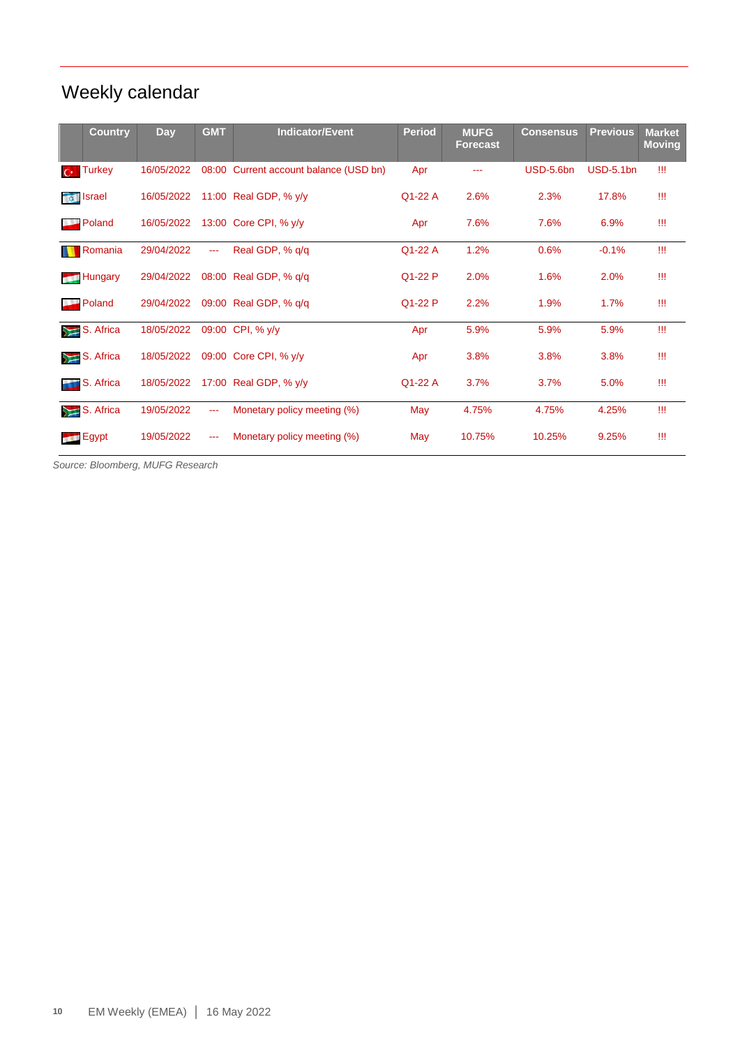# Weekly calendar

| Country | Day | GMT | Indicator/Event | Period | MUFG Forecast | Consensus | Previous | Market Moving |
|---|---|---|---|---|---|---|---|---|
| Turkey | 16/05/2022 | 08:00 | Current account balance (USD bn) | Apr | --- | USD-5.6bn | USD-5.1bn | !!! |
| Israel | 16/05/2022 | 11:00 | Real GDP, % y/y | Q1-22 A | 2.6% | 2.3% | 17.8% | !!! |
| Poland | 16/05/2022 | 13:00 | Core CPI, % y/y | Apr | 7.6% | 7.6% | 6.9% | !!! |
| Romania | 29/04/2022 | --- | Real GDP, % q/q | Q1-22 A | 1.2% | 0.6% | -0.1% | !!! |
| Hungary | 29/04/2022 | 08:00 | Real GDP, % q/q | Q1-22 P | 2.0% | 1.6% | 2.0% | !!! |
| Poland | 29/04/2022 | 09:00 | Real GDP, % q/q | Q1-22 P | 2.2% | 1.9% | 1.7% | !!! |
| S. Africa | 18/05/2022 | 09:00 | CPI, % y/y | Apr | 5.9% | 5.9% | 5.9% | !!! |
| S. Africa | 18/05/2022 | 09:00 | Core CPI, % y/y | Apr | 3.8% | 3.8% | 3.8% | !!! |
| S. Africa | 18/05/2022 | 17:00 | Real GDP, % y/y | Q1-22 A | 3.7% | 3.7% | 5.0% | !!! |
| S. Africa | 19/05/2022 | --- | Monetary policy meeting (%) | May | 4.75% | 4.75% | 4.25% | !!! |
| Egypt | 19/05/2022 | --- | Monetary policy meeting (%) | May | 10.75% | 10.25% | 9.25% | !!! |

*Source: Bloomberg, MUFG Research*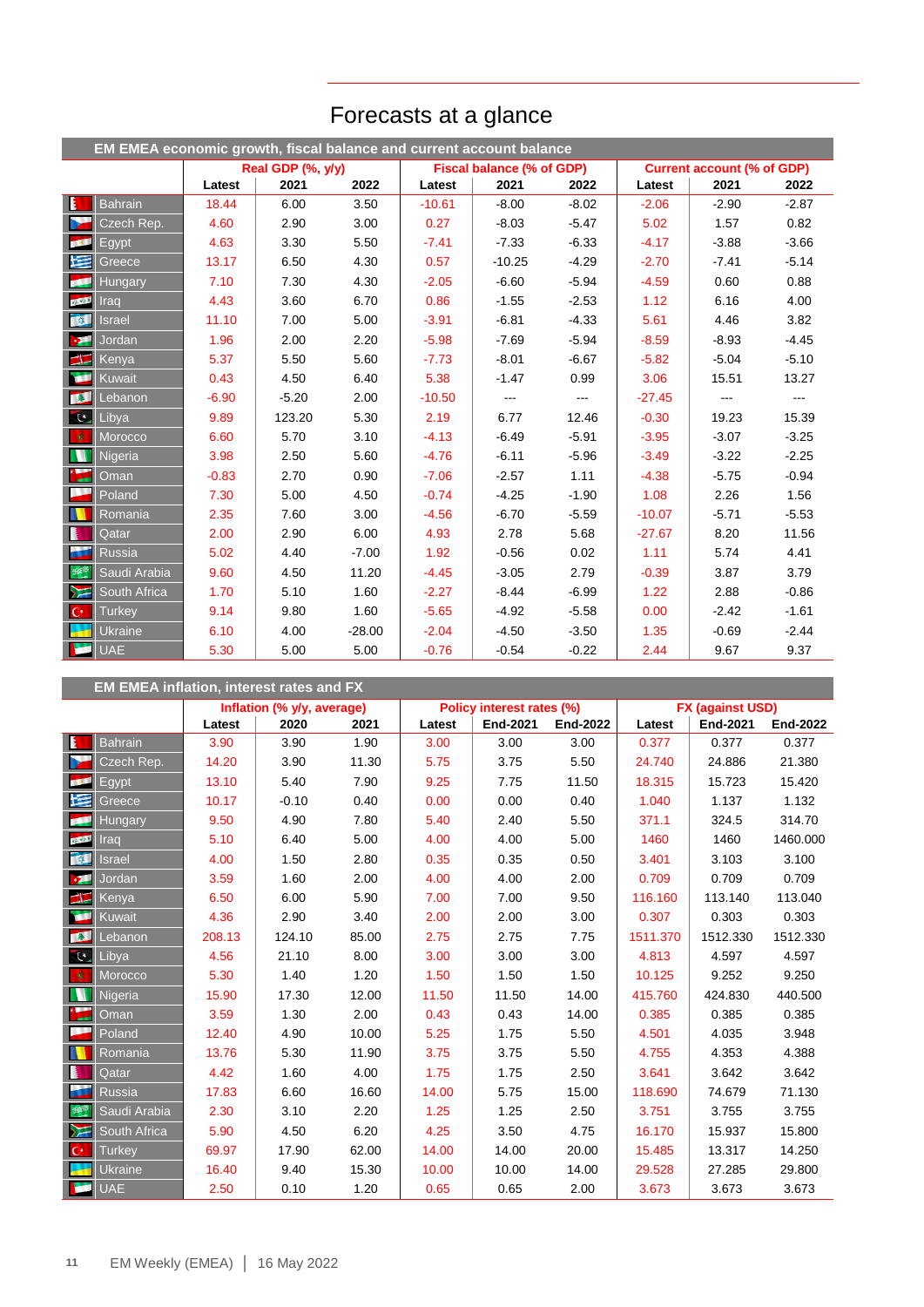# Forecasts at a glance

**EM EMEA economic growth, fiscal balance and current account balance**

| | Real GDP (% , y/y) | | | Fiscal balance (% of GDP) | | | Current account (% of GDP) | | |
|---|---|---|---|---|---|---|---|---|---|
| | Latest | 2021 | 2022 | Latest | 2021 | 2022 | Latest | 2021 | 2022 |
| Bahrain | 18.44 | 6.00 | 3.50 | -10.61 | -8.00 | -8.02 | -2.06 | -2.90 | -2.87 |
| Czech Rep. | 4.60 | 2.90 | 3.00 | 0.27 | -8.03 | -5.47 | 5.02 | 1.57 | 0.82 |
| Egypt | 4.63 | 3.30 | 5.50 | -7.41 | -7.33 | -6.33 | -4.17 | -3.88 | -3.66 |
| Greece | 13.17 | 6.50 | 4.30 | 0.57 | -10.25 | -4.29 | -2.70 | -7.41 | -5.14 |
| Hungary | 7.10 | 7.30 | 4.30 | -2.05 | -6.60 | -5.94 | -4.59 | 0.60 | 0.88 |
| Iraq | 4.43 | 3.60 | 6.70 | 0.86 | -1.55 | -2.53 | 1.12 | 6.16 | 4.00 |
| Israel | 11.10 | 7.00 | 5.00 | -3.91 | -6.81 | -4.33 | 5.61 | 4.46 | 3.82 |
| Jordan | 1.96 | 2.00 | 2.20 | -5.98 | -7.69 | -5.94 | -8.59 | -8.93 | -4.45 |
| Kenya | 5.37 | 5.50 | 5.60 | -7.73 | -8.01 | -6.67 | -5.82 | -5.04 | -5.10 |
| Kuwait | 0.43 | 4.50 | 6.40 | 5.38 | -1.47 | 0.99 | 3.06 | 15.51 | 13.27 |
| Lebanon | -6.90 | -5.20 | 2.00 | -10.50 | --- | --- | -27.45 | --- | --- |
| Libya | 9.89 | 123.20 | 5.30 | 2.19 | 6.77 | 12.46 | -0.30 | 19.23 | 15.39 |
| Morocco | 6.60 | 5.70 | 3.10 | -4.13 | -6.49 | -5.91 | -3.95 | -3.07 | -3.25 |
| Nigeria | 3.98 | 2.50 | 5.60 | -4.76 | -6.11 | -5.96 | -3.49 | -3.22 | -2.25 |
| Oman | -0.83 | 2.70 | 0.90 | -7.06 | -2.57 | 1.11 | -4.38 | -5.75 | -0.94 |
| Poland | 7.30 | 5.00 | 4.50 | -0.74 | -4.25 | -1.90 | 1.08 | 2.26 | 1.56 |
| Romania | 2.35 | 7.60 | 3.00 | -4.56 | -6.70 | -5.59 | -10.07 | -5.71 | -5.53 |
| Qatar | 2.00 | 2.90 | 6.00 | 4.93 | 2.78 | 5.68 | -27.67 | 8.20 | 11.56 |
| Russia | 5.02 | 4.40 | -7.00 | 1.92 | -0.56 | 0.02 | 1.11 | 5.74 | 4.41 |
| Saudi Arabia | 9.60 | 4.50 | 11.20 | -4.45 | -3.05 | 2.79 | -0.39 | 3.87 | 3.79 |
| South Africa | 1.70 | 5.10 | 1.60 | -2.27 | -8.44 | -6.99 | 1.22 | 2.88 | -0.86 |
| Turkey | 9.14 | 9.80 | 1.60 | -5.65 | -4.92 | -5.58 | 0.00 | -2.42 | -1.61 |
| Ukraine | 6.10 | 4.00 | -28.00 | -2.04 | -4.50 | -3.50 | 1.35 | -0.69 | -2.44 |
| UAE | 5.30 | 5.00 | 5.00 | -0.76 | -0.54 | -0.22 | 2.44 | 9.67 | 9.37 |

**EM EMEA inflation, interest rates and FX**

| | Inflation (% y/y, average) | | | Policy interest rates (%) | | | FX (against USD) | | |
|---|---|---|---|---|---|---|---|---|---|
| | Latest | 2020 | 2021 | Latest | End-2021 | End-2022 | Latest | End-2021 | End-2022 |
| Bahrain | 3.90 | 3.90 | 1.90 | 3.00 | 3.00 | 3.00 | 0.377 | 0.377 | 0.377 |
| Czech Rep. | 14.20 | 3.90 | 11.30 | 5.75 | 3.75 | 5.50 | 24.740 | 24.886 | 21.380 |
| Egypt | 13.10 | 5.40 | 7.90 | 9.25 | 7.75 | 11.50 | 18.315 | 15.723 | 15.420 |
| Greece | 10.17 | -0.10 | 0.40 | 0.00 | 0.00 | 0.40 | 1.040 | 1.137 | 1.132 |
| Hungary | 9.50 | 4.90 | 7.80 | 5.40 | 2.40 | 5.50 | 371.1 | 324.5 | 314.70 |
| Iraq | 5.10 | 6.40 | 5.00 | 4.00 | 4.00 | 5.00 | 1460 | 1460 | 1460.000 |
| Israel | 4.00 | 1.50 | 2.80 | 0.35 | 0.35 | 0.50 | 3.401 | 3.103 | 3.100 |
| Jordan | 3.59 | 1.60 | 2.00 | 4.00 | 4.00 | 2.00 | 0.709 | 0.709 | 0.709 |
| Kenya | 6.50 | 6.00 | 5.90 | 7.00 | 7.00 | 9.50 | 116.160 | 113.140 | 113.040 |
| Kuwait | 4.36 | 2.90 | 3.40 | 2.00 | 2.00 | 3.00 | 0.307 | 0.303 | 0.303 |
| Lebanon | 208.13 | 124.10 | 85.00 | 2.75 | 2.75 | 7.75 | 1511.370 | 1512.330 | 1512.330 |
| Libya | 4.56 | 21.10 | 8.00 | 3.00 | 3.00 | 3.00 | 4.813 | 4.597 | 4.597 |
| Morocco | 5.30 | 1.40 | 1.20 | 1.50 | 1.50 | 1.50 | 10.125 | 9.252 | 9.250 |
| Nigeria | 15.90 | 17.30 | 12.00 | 11.50 | 11.50 | 14.00 | 415.760 | 424.830 | 440.500 |
| Oman | 3.59 | 1.30 | 2.00 | 0.43 | 0.43 | 14.00 | 0.385 | 0.385 | 0.385 |
| Poland | 12.40 | 4.90 | 10.00 | 5.25 | 1.75 | 5.50 | 4.501 | 4.035 | 3.948 |
| Romania | 13.76 | 5.30 | 11.90 | 3.75 | 3.75 | 5.50 | 4.755 | 4.353 | 4.388 |
| Qatar | 4.42 | 1.60 | 4.00 | 1.75 | 1.75 | 2.50 | 3.641 | 3.642 | 3.642 |
| Russia | 17.83 | 6.60 | 16.60 | 14.00 | 5.75 | 15.00 | 118.690 | 74.679 | 71.130 |
| Saudi Arabia | 2.30 | 3.10 | 2.20 | 1.25 | 1.25 | 2.50 | 3.751 | 3.755 | 3.755 |
| South Africa | 5.90 | 4.50 | 6.20 | 4.25 | 3.50 | 4.75 | 16.170 | 15.937 | 15.800 |
| Turkey | 69.97 | 17.90 | 62.00 | 14.00 | 14.00 | 20.00 | 15.485 | 13.317 | 14.250 |
| Ukraine | 16.40 | 9.40 | 15.30 | 10.00 | 10.00 | 14.00 | 29.528 | 27.285 | 29.800 |
| UAE | 2.50 | 0.10 | 1.20 | 0.65 | 0.65 | 2.00 | 3.673 | 3.673 | 3.673 |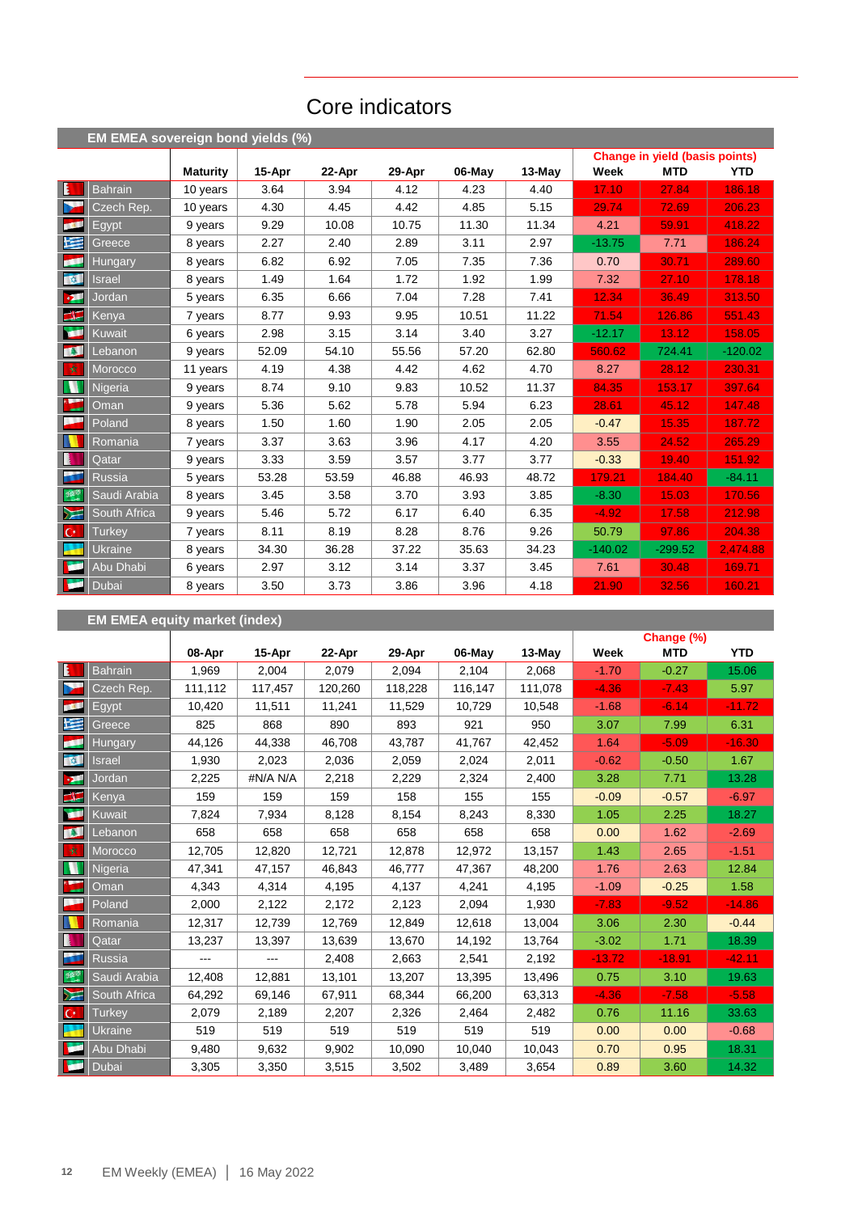# Core indicators

## EM EMEA sovereign bond yields (%)

| | Maturity | 15-Apr | 22-Apr | 29-Apr | 06-May | 13-May | Change in yield (basis points) | | |
|---|---|---|---|---|---|---|---|---|---|
| | | | | | | | Week | MTD | YTD |
| Bahrain | 10 years | 3.64 | 3.94 | 4.12 | 4.23 | 4.40 | 17.10 | 27.84 | 186.18 |
| Czech Rep. | 10 years | 4.30 | 4.45 | 4.42 | 4.85 | 5.15 | 29.74 | 72.69 | 206.23 |
| Egypt | 9 years | 9.29 | 10.08 | 10.75 | 11.30 | 11.34 | 4.21 | 59.91 | 418.22 |
| Greece | 8 years | 2.27 | 2.40 | 2.89 | 3.11 | 2.97 | -13.75 | 7.71 | 186.24 |
| Hungary | 8 years | 6.82 | 6.92 | 7.05 | 7.35 | 7.36 | 0.70 | 30.71 | 289.60 |
| Israel | 8 years | 1.49 | 1.64 | 1.72 | 1.92 | 1.99 | 7.32 | 27.10 | 178.18 |
| Jordan | 5 years | 6.35 | 6.66 | 7.04 | 7.28 | 7.41 | 12.34 | 36.49 | 313.50 |
| Kenya | 7 years | 8.77 | 9.93 | 9.95 | 10.51 | 11.22 | 71.54 | 126.86 | 551.43 |
| Kuwait | 6 years | 2.98 | 3.15 | 3.14 | 3.40 | 3.27 | -12.17 | 13.12 | 158.05 |
| Lebanon | 9 years | 52.09 | 54.10 | 55.56 | 57.20 | 62.80 | 560.62 | 724.41 | -120.02 |
| Morocco | 11 years | 4.19 | 4.38 | 4.42 | 4.62 | 4.70 | 8.27 | 28.12 | 230.31 |
| Nigeria | 9 years | 8.74 | 9.10 | 9.83 | 10.52 | 11.37 | 84.35 | 153.17 | 397.64 |
| Oman | 9 years | 5.36 | 5.62 | 5.78 | 5.94 | 6.23 | 28.61 | 45.12 | 147.48 |
| Poland | 8 years | 1.50 | 1.60 | 1.90 | 2.05 | 2.05 | -0.47 | 15.35 | 187.72 |
| Romania | 7 years | 3.37 | 3.63 | 3.96 | 4.17 | 4.20 | 3.55 | 24.52 | 265.29 |
| Qatar | 9 years | 3.33 | 3.59 | 3.57 | 3.77 | 3.77 | -0.33 | 19.40 | 151.92 |
| Russia | 5 years | 53.28 | 53.59 | 46.88 | 46.93 | 48.72 | 179.21 | 184.40 | -84.11 |
| Saudi Arabia | 8 years | 3.45 | 3.58 | 3.70 | 3.93 | 3.85 | -8.30 | 15.03 | 170.56 |
| South Africa | 9 years | 5.46 | 5.72 | 6.17 | 6.40 | 6.35 | -4.92 | 17.58 | 212.98 |
| Turkey | 7 years | 8.11 | 8.19 | 8.28 | 8.76 | 9.26 | 50.79 | 97.86 | 204.38 |
| Ukraine | 8 years | 34.30 | 36.28 | 37.22 | 35.63 | 34.23 | -140.02 | -299.52 | 2,474.88 |
| Abu Dhabi | 6 years | 2.97 | 3.12 | 3.14 | 3.37 | 3.45 | 7.61 | 30.48 | 169.71 |
| Dubai | 8 years | 3.50 | 3.73 | 3.86 | 3.96 | 4.18 | 21.90 | 32.56 | 160.21 |

## EM EMEA equity market (index)

| | 08-Apr | 15-Apr | 22-Apr | 29-Apr | 06-May | 13-May | Change (%) | | |
|---|---|---|---|---|---|---|---|---|---|
| | | | | | | | Week | MTD | YTD |
| Bahrain | 1,969 | 2,004 | 2,079 | 2,094 | 2,104 | 2,068 | -1.70 | -0.27 | 15.06 |
| Czech Rep. | 111,112 | 117,457 | 120,260 | 118,228 | 116,147 | 111,078 | -4.36 | -7.43 | 5.97 |
| Egypt | 10,420 | 11,511 | 11,241 | 11,529 | 10,729 | 10,548 | -1.68 | -6.14 | -11.72 |
| Greece | 825 | 868 | 890 | 893 | 921 | 950 | 3.07 | 7.99 | 6.31 |
| Hungary | 44,126 | 44,338 | 46,708 | 43,787 | 41,767 | 42,452 | 1.64 | -5.09 | -16.30 |
| Israel | 1,930 | 2,023 | 2,036 | 2,059 | 2,024 | 2,011 | -0.62 | -0.50 | 1.67 |
| Jordan | 2,225 | #N/A N/A | 2,218 | 2,229 | 2,324 | 2,400 | 3.28 | 7.71 | 13.28 |
| Kenya | 159 | 159 | 159 | 158 | 155 | 155 | -0.09 | -0.57 | -6.97 |
| Kuwait | 7,824 | 7,934 | 8,128 | 8,154 | 8,243 | 8,330 | 1.05 | 2.25 | 18.27 |
| Lebanon | 658 | 658 | 658 | 658 | 658 | 658 | 0.00 | 1.62 | -2.69 |
| Morocco | 12,705 | 12,820 | 12,721 | 12,878 | 12,972 | 13,157 | 1.43 | 2.65 | -1.51 |
| Nigeria | 47,341 | 47,157 | 46,843 | 46,777 | 47,367 | 48,200 | 1.76 | 2.63 | 12.84 |
| Oman | 4,343 | 4,314 | 4,195 | 4,137 | 4,241 | 4,195 | -1.09 | -0.25 | 1.58 |
| Poland | 2,000 | 2,122 | 2,172 | 2,123 | 2,094 | 1,930 | -7.83 | -9.52 | -14.86 |
| Romania | 12,317 | 12,739 | 12,769 | 12,849 | 12,618 | 13,004 | 3.06 | 2.30 | -0.44 |
| Qatar | 13,237 | 13,397 | 13,639 | 13,670 | 14,192 | 13,764 | -3.02 | 1.71 | 18.39 |
| Russia | --- | --- | 2,408 | 2,663 | 2,541 | 2,192 | -13.72 | -18.91 | -42.11 |
| Saudi Arabia | 12,408 | 12,881 | 13,101 | 13,207 | 13,395 | 13,496 | 0.75 | 3.10 | 19.63 |
| South Africa | 64,292 | 69,146 | 67,911 | 68,344 | 66,200 | 63,313 | -4.36 | -7.58 | -5.58 |
| Turkey | 2,079 | 2,189 | 2,207 | 2,326 | 2,464 | 2,482 | 0.76 | 11.16 | 33.63 |
| Ukraine | 519 | 519 | 519 | 519 | 519 | 519 | 0.00 | 0.00 | -0.68 |
| Abu Dhabi | 9,480 | 9,632 | 9,902 | 10,090 | 10,040 | 10,043 | 0.70 | 0.95 | 18.31 |
| Dubai | 3,305 | 3,350 | 3,515 | 3,502 | 3,489 | 3,654 | 0.89 | 3.60 | 14.32 |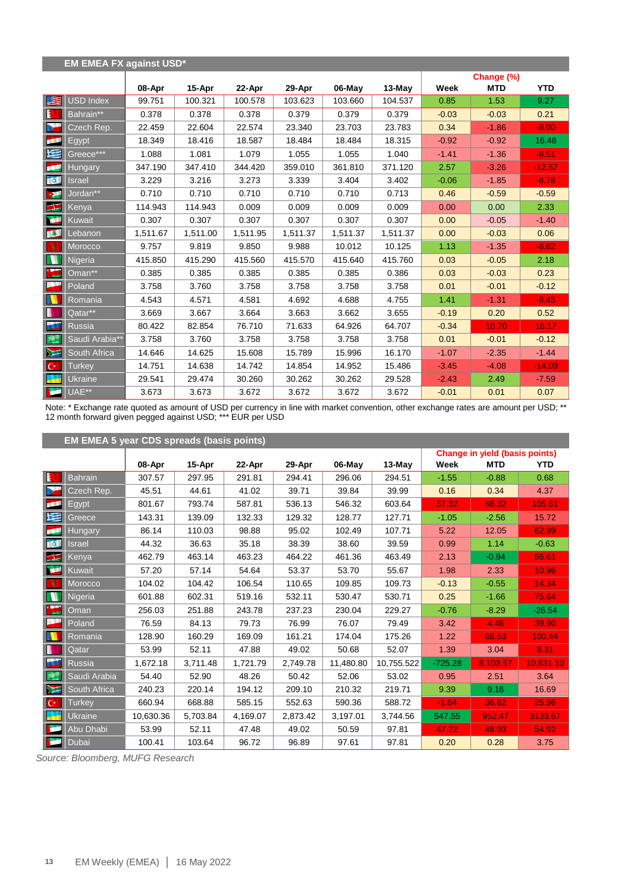## EM EMEA FX against USD*

| | 08-Apr | 15-Apr | 22-Apr | 29-Apr | 06-May | 13-May | Change (%) Week | MTD | YTD |
|---|---|---|---|---|---|---|---|---|---|
| USD Index | 99.751 | 100.321 | 100.578 | 103.623 | 103.660 | 104.537 | 0.85 | 1.53 | 9.27 |
| Bahrain** | 0.378 | 0.378 | 0.378 | 0.379 | 0.379 | 0.379 | -0.03 | -0.03 | 0.21 |
| Czech Rep. | 22.459 | 22.604 | 22.574 | 23.340 | 23.703 | 23.783 | 0.34 | -1.86 | -8.00 |
| Egypt | 18.349 | 18.416 | 18.587 | 18.484 | 18.484 | 18.315 | -0.92 | -0.92 | 16.48 |
| Greece*** | 1.088 | 1.081 | 1.079 | 1.055 | 1.055 | 1.040 | -1.41 | -1.36 | -8.51 |
| Hungary | 347.190 | 347.410 | 344.420 | 359.010 | 361.810 | 371.120 | 2.57 | -3.26 | -12.57 |
| Israel | 3.229 | 3.216 | 3.273 | 3.339 | 3.404 | 3.402 | -0.06 | -1.85 | -8.78 |
| Jordan** | 0.710 | 0.710 | 0.710 | 0.710 | 0.710 | 0.713 | 0.46 | -0.59 | -0.59 |
| Kenya | 114.943 | 114.943 | 0.009 | 0.009 | 0.009 | 0.009 | 0.00 | 0.00 | 2.33 |
| Kuwait | 0.307 | 0.307 | 0.307 | 0.307 | 0.307 | 0.307 | 0.00 | -0.05 | -1.40 |
| Lebanon | 1,511.67 | 1,511.00 | 1,511.95 | 1,511.37 | 1,511.37 | 1,511.37 | 0.00 | -0.03 | 0.06 |
| Morocco | 9.757 | 9.819 | 9.850 | 9.988 | 10.012 | 10.125 | 1.13 | -1.35 | -8.62 |
| Nigeria | 415.850 | 415.290 | 415.560 | 415.570 | 415.640 | 415.760 | 0.03 | -0.05 | 2.18 |
| Oman** | 0.385 | 0.385 | 0.385 | 0.385 | 0.385 | 0.386 | 0.03 | -0.03 | 0.23 |
| Poland | 3.758 | 3.760 | 3.758 | 3.758 | 3.758 | 3.758 | 0.01 | -0.01 | -0.12 |
| Romania | 4.543 | 4.571 | 4.581 | 4.692 | 4.688 | 4.755 | 1.41 | -1.31 | -8.45 |
| Qatar** | 3.669 | 3.667 | 3.664 | 3.663 | 3.662 | 3.655 | -0.19 | 0.20 | 0.52 |
| Russia | 80.422 | 82.854 | 76.710 | 71.633 | 64.926 | 64.707 | -0.34 | 10.70 | 16.17 |
| Saudi Arabia** | 3.758 | 3.760 | 3.758 | 3.758 | 3.758 | 3.758 | 0.01 | -0.01 | -0.12 |
| South Africa | 14.646 | 14.625 | 15.608 | 15.789 | 15.996 | 16.170 | -1.07 | -2.35 | -1.44 |
| Turkey | 14.751 | 14.638 | 14.742 | 14.854 | 14.952 | 15.486 | -3.45 | -4.08 | -14.09 |
| Ukraine | 29.541 | 29.474 | 30.260 | 30.262 | 30.262 | 29.528 | -2.43 | 2.49 | -7.59 |
| UAE** | 3.673 | 3.673 | 3.672 | 3.672 | 3.672 | 3.672 | -0.01 | 0.01 | 0.07 |

Note: * Exchange rate quoted as amount of USD per currency in line with market convention, other exchange rates are amount per USD; ** 12 month forward given pegged against USD; *** EUR per USD

## EM EMEA 5 year CDS spreads (basis points)

| | 08-Apr | 15-Apr | 22-Apr | 29-Apr | 06-May | 13-May | Change in yield (basis points) Week | MTD | YTD |
|---|---|---|---|---|---|---|---|---|---|
| Bahrain | 307.57 | 297.95 | 291.81 | 294.41 | 296.06 | 294.51 | -1.55 | -0.88 | 0.68 |
| Czech Rep. | 45.51 | 44.61 | 41.02 | 39.71 | 39.84 | 39.99 | 0.16 | 0.34 | 4.37 |
| Egypt | 801.67 | 793.74 | 587.81 | 536.13 | 546.32 | 603.64 | 57.32 | 68.32 | 105.61 |
| Greece | 143.31 | 139.09 | 132.33 | 129.32 | 128.77 | 127.71 | -1.05 | -2.56 | 15.72 |
| Hungary | 86.14 | 110.03 | 98.88 | 95.02 | 102.49 | 107.71 | 5.22 | 12.05 | 62.99 |
| Israel | 44.32 | 36.63 | 35.18 | 38.39 | 38.60 | 39.59 | 0.99 | 1.14 | -0.63 |
| Kenya | 462.79 | 463.14 | 463.23 | 464.22 | 461.36 | 463.49 | 2.13 | -0.94 | 56.61 |
| Kuwait | 57.20 | 57.14 | 54.64 | 53.37 | 53.70 | 55.67 | 1.98 | 2.33 | 10.96 |
| Morocco | 104.02 | 104.42 | 106.54 | 110.65 | 109.85 | 109.73 | -0.13 | -0.55 | 14.34 |
| Nigeria | 601.88 | 602.31 | 519.16 | 532.11 | 530.47 | 530.71 | 0.25 | -1.66 | 75.64 |
| Oman | 256.03 | 251.88 | 243.78 | 237.23 | 230.04 | 229.27 | -0.76 | -8.29 | -26.54 |
| Poland | 76.59 | 84.13 | 79.73 | 76.99 | 76.07 | 79.49 | 3.42 | 4.46 | 39.90 |
| Romania | 128.90 | 160.29 | 169.09 | 161.21 | 174.04 | 175.26 | 1.22 | 68.53 | 100.44 |
| Qatar | 53.99 | 52.11 | 47.88 | 49.02 | 50.68 | 52.07 | 1.39 | 3.04 | 8.31 |
| Russia | 1,672.18 | 3,711.48 | 1,721.79 | 2,749.78 | 11,480.80 | 10,755.522 | -725.28 | 8,103.57 | 10,631.10 |
| Saudi Arabia | 54.40 | 52.90 | 48.26 | 50.42 | 52.06 | 53.02 | 0.95 | 2.51 | 3.64 |
| South Africa | 240.23 | 220.14 | 194.12 | 209.10 | 210.32 | 219.71 | 9.39 | 9.16 | 16.69 |
| Turkey | 660.94 | 668.88 | 585.15 | 552.63 | 590.36 | 588.72 | -1.64 | 36.62 | 25.96 |
| Ukraine | 10,630.36 | 5,703.84 | 4,169.07 | 2,873.42 | 3,197.01 | 3,744.56 | 547.55 | 952.47 | 3133.67 |
| Abu Dhabi | 53.99 | 52.11 | 47.48 | 49.02 | 50.59 | 97.81 | 47.22 | 48.93 | 54.92 |
| Dubai | 100.41 | 103.64 | 96.72 | 96.89 | 97.61 | 97.81 | 0.20 | 0.28 | 3.75 |

*Source: Bloomberg, MUFG Research*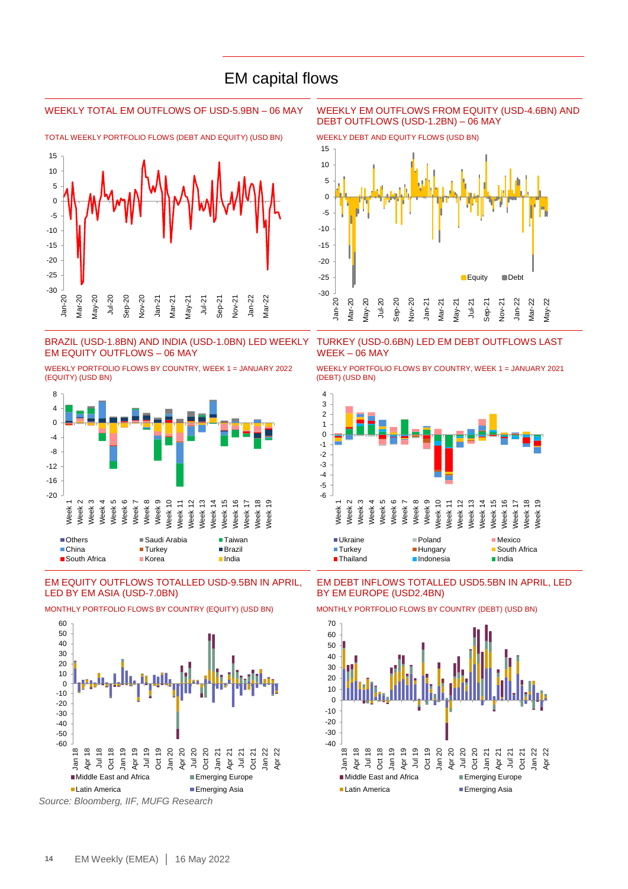# EM capital flows

## WEEKLY TOTAL EM OUTFLOWS OF USD-5.9BN – 06 MAY

TOTAL WEEKLY PORTFOLIO FLOWS (DEBT AND EQUITY) (USD BN)

## WEEKLY EM OUTFLOWS FROM EQUITY (USD-4.6BN) AND DEBT OUTFLOWS (USD-1.2BN) – 06 MAY

WEEKLY DEBT AND EQUITY FLOWS (USD BN)

## BRAZIL (USD-1.8BN) AND INDIA (USD-1.0BN) LED WEEKLY EM EQUITY OUTFLOWS – 06 MAY

WEEKLY PORTFOLIO FLOWS BY COUNTRY, WEEK 1 = JANUARY 2022 (EQUITY) (USD BN)

## TURKEY (USD-0.6BN) LED EM DEBT OUTFLOWS LAST WEEK – 06 MAY

WEEKLY PORTFOLIO FLOWS BY COUNTRY, WEEK 1 = JANUARY 2021 (DEBT) (USD BN)

## EM EQUITY OUTFLOWS TOTALLED USD-9.5BN IN APRIL, LED BY EM ASIA (USD-7.0BN)

MONTHLY PORTFOLIO FLOWS BY COUNTRY (EQUITY) (USD BN)

## EM DEBT INFLOWS TOTALLED USD5.5BN IN APRIL, LED BY EM EUROPE (USD2.4BN)

MONTHLY PORTFOLIO FLOWS BY COUNTRY (DEBT) (USD BN)

*Source: Bloomberg, IIF, MUFG Research*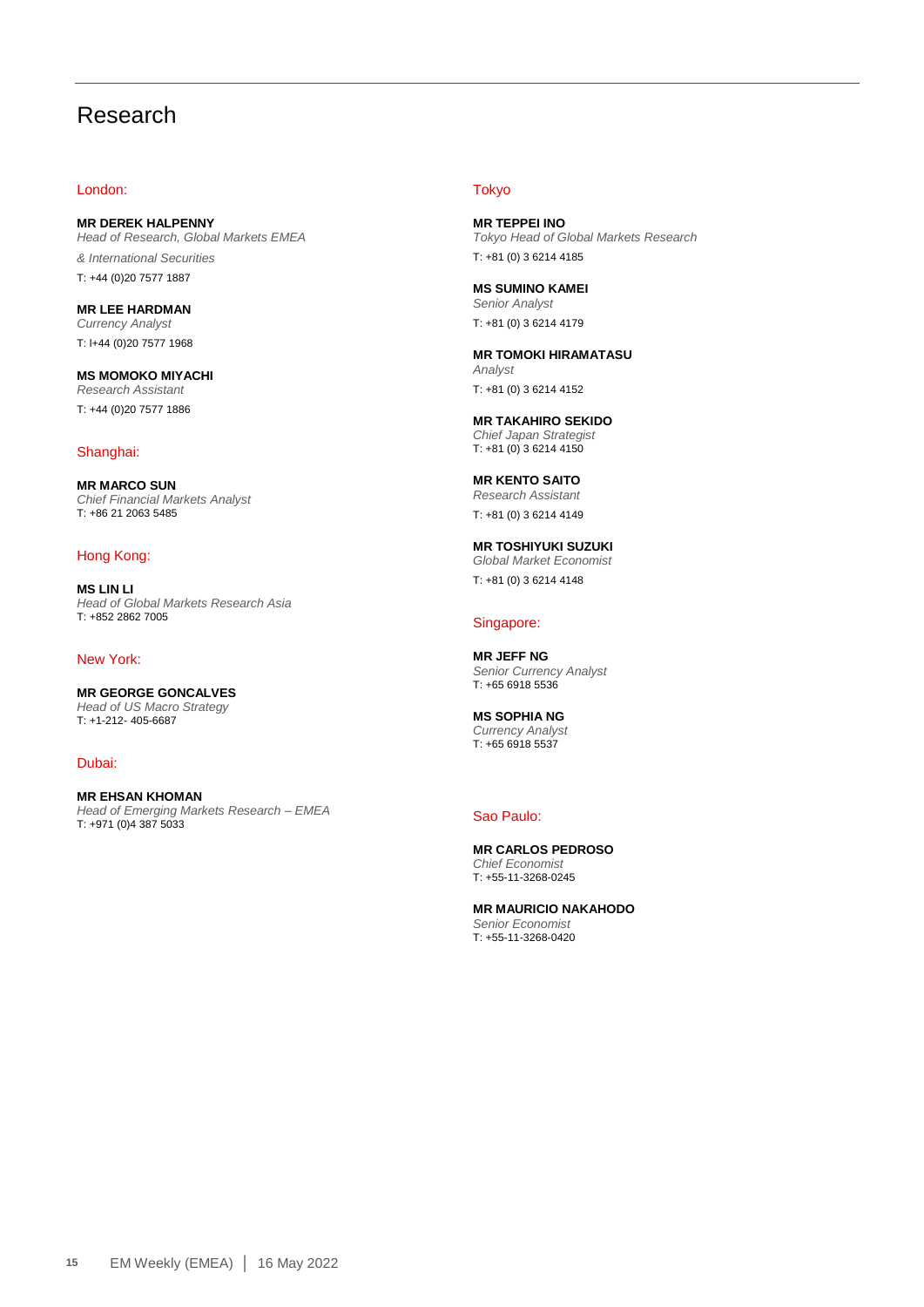# Research

## London:

**MR DEREK HALPENNY**
*Head of Research, Global Markets EMEA*
*& International Securities*
T: +44 (0)20 7577 1887

**MR LEE HARDMAN**
*Currency Analyst*
T: l+44 (0)20 7577 1968

**MS MOMOKO MIYACHI**
*Research Assistant*
T: +44 (0)20 7577 1886

## Shanghai:

**MR MARCO SUN**
*Chief Financial Markets Analyst*
T: +86 21 2063 5485

## Hong Kong:

**MS LIN LI**
*Head of Global Markets Research Asia*
T: +852 2862 7005

## New York:

**MR GEORGE GONCALVES**
*Head of US Macro Strategy*
T: +1-212- 405-6687

## Dubai:

**MR EHSAN KHOMAN**
*Head of Emerging Markets Research – EMEA*
T: +971 (0)4 387 5033

## Tokyo

**MR TEPPEI INO**
*Tokyo Head of Global Markets Research*
T: +81 (0) 3 6214 4185

**MS SUMINO KAMEI**
*Senior Analyst*
T: +81 (0) 3 6214 4179

**MR TOMOKI HIRAMATASU**
*Analyst*
T: +81 (0) 3 6214 4152

**MR TAKAHIRO SEKIDO**
*Chief Japan Strategist*
T: +81 (0) 3 6214 4150

**MR KENTO SAITO**
*Research Assistant*
T: +81 (0) 3 6214 4149

**MR TOSHIYUKI SUZUKI**
*Global Market Economist*
T: +81 (0) 3 6214 4148

## Singapore:

**MR JEFF NG**
*Senior Currency Analyst*
T: +65 6918 5536

**MS SOPHIA NG**
*Currency Analyst*
T: +65 6918 5537

## Sao Paulo:

**MR CARLOS PEDROSO**
*Chief Economist*
T: +55-11-3268-0245

**MR MAURICIO NAKAHODO**
*Senior Economist*
T: +55-11-3268-0420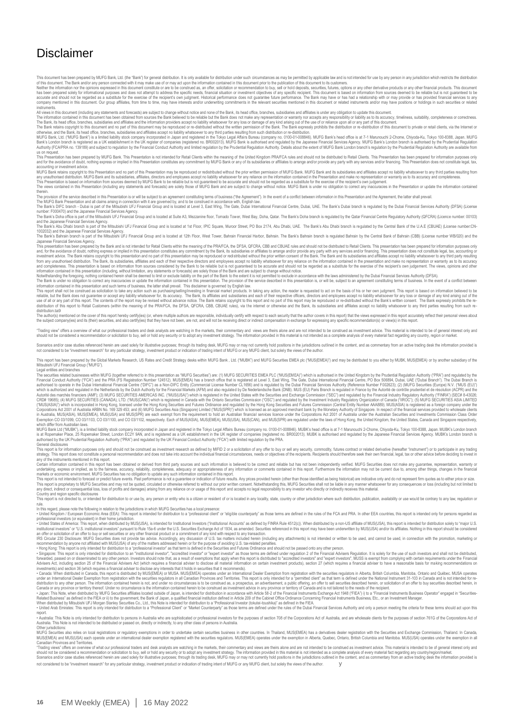# Disclaimer

This document has been prepared by MUFG Bank, Ltd. (the "Bank") for general distribution. It is only available for distribution under such circumstances as may be permitted by applicable law and is not intended for use by any person in any jurisdiction which restricts the distribution of this document. The Bank and/or any person connected with it may make use of or may act upon the information contained in this document prior to the publication of this document to its customers.

Neither the information nor the opinions expressed in this document constitute or are to be construed as, an offer, solicitation or recommendation to buy, sell or hold deposits, securities, futures, options or any other derivative products or any other financial products. This document has been prepared solely for informational purposes and does not attempt to address the specific needs, financial situation or investment objectives of any specific recipient. This document is based on information from sources deemed to be reliable but is not guaranteed to be accurate and should not be regarded as a substitute for the exercise of the recipient's own judgment. Historical performance does not guarantee future performance. The Bank may have or has had a relationship with or may provide or has provided financial services to any company mentioned in this document. Our group affiliates, from time to time, may have interests and/or underwriting commitments in the relevant securities mentioned in this document or related instruments and/or may have positions or holdings in such securities or related instruments.

All views in this document (including any statements and forecasts) are subject to change without notice and none of the Bank, its head office, branches, subsidiaries and affiliates is under any obligation to update this document.

The information contained in this document has been obtained from sources the Bank believed to be reliable but the Bank does not make any representation or warranty nor accepts any responsibility or liability as to its accuracy, timeliness, suitability, completeness or correctness. The Bank, its head office, branches, subsidiaries and affiliates and the information providers accept no liability whatsoever for any loss or damage of any kind arising out of the use of or reliance upon all or any part of this document.

The Bank retains copyright to this document and no part of this document may be reproduced or re-distributed without the written permission of the Bank. The Bank expressly prohibits the distribution or re-distribution of this document to private or retail clients, via the Internet or otherwise, and the Bank, its head office, branches, subsidiaries and affiliates accept no liability whatsoever to any third parties resulting from such distribution or re-distribution.

MUFG Bank, Ltd. ("MUFG Bank") is a limited liability stock company incorporated in Japan and registered in the Tokyo Legal Affairs Bureau (company no. 0100-01-008846). MUFG Bank's head office is at 7-1 Marunouchi 2-Chome, Chiyoda-Ku, Tokyo 100-8388, Japan. MUFG Bank's London branch is registered as a UK establishment in the UK register of companies (registered no. BR002013). MUFG Bank is authorised and regulated by the Japanese Financial Services Agency. MUFG Bank's London branch is authorised by the Prudential Regulation Authority (FCA/PRA no. 139189) and subject to regulation by the Financial Conduct Authority and limited regulation by the Prudential Regulation Authority. Details about the extent of MUFG Bank London branch's regulation by the Prudential Regulation Authority are available from us on request.

This Presentation has been prepared by MUFG Bank. This Presentation is not intended for Retail Clients within the meaning of the United Kingdom PRA/FCA rules and should not be distributed to Retail Clients. This Presentation has been prepared for information purposes only and for the avoidance of doubt, nothing express or implied in this Presentation constitutes any commitment by MUFG Bank or any of its subsidiaries or affiliates to arrange and/or provide any party with any services and/or financing. This Presentation does not constitute legal, tax, accounting or investment advice.

MUFG Bank retains copyright to this Presentation and no part of this Presentation may be reproduced or redistributed without the prior written permission of MUFG Bank. MUFG Bank and its subsidiaries and affiliates accept no liability whatsoever to any third parties resulting from any unauthorised distribution. MUFG Bank and its subsidiaries, affiliates, directors and employees accept no liability whatsoever for any reliance on the information contained in the Presentation and make no representation or warranty as to its accuracy and completeness.

This Presentation is based on information from sources deemed by MUFG Bank to be reliable but is not guaranteed to be accurate and should not be regarded as a substitute for the exercise of the recipient's own judgement.

The views contained in this Presentation (including any statements and forecasts) are solely those of MUFG Bank and are subject to change without notice. MUFG Bank is under no obligation to correct any inaccuracies in the Presentation or update the information contained therein.

The provision of the service described in this Presentation is or will be subject to an agreement constituting terms of business ("the Agreement"). In the event of a conflict between information in this Presentation and the Agreement, the latter shall prevail.

The MUFG Bank Presentation and all claims arising in connection with it are governed by, and to be construed in accordance with, English law.

The Bank's DIFC branch - Dubai is part of the Mitsubishi UFJ Financial Group and is located at Level 3, East Wing, The Gate, Dubai International Financial Centre, Dubai, UAE. The Bank's Dubai branch is regulated by the Dubai Financial Services Authority (DFSA) (License number: F000470) and the Japanese Financial Services Agency.

The Bank's Doha office is part of the Mitsubishi UFJ Financial Group and is located at Suite A3, Mezzanine floor, Tornado Tower, West Bay, Doha, Qatar. The Bank's Doha branch is regulated by the Qatar Financial Centre Regulatory Authority (QFCRA) (Licence number: 00103) and the Japanese Financial Services Agency.

The Bank's Abu Dhabi branch is part of the Mitsubishi UFJ Financial Group and is located at 1st Floor, IPIC Square, Muroor Street, PO Box 2174, Abu Dhabi, UAE. The Bank's Abu Dhabi branch is regulated by the Central Bank of the U.A.E (CBUAE) (License number:CN-1002032) and the Japanese Financial Services Agency.

The Bank's Bahrain branch is part of the Mitsubishi UFJ Financial Group and is located at 12th Floor, West Tower, Bahrain Financial Harbor, Bahrain. The Bank's Bahrain branch is regulated Bahrain by the Central Bank of Bahrain (CBB) (License number WB/020) and the Japanese Financial Services Agency.

This presentation has been prepared by the Bank and is not intended for Retail Clients within the meaning of the PRA/FCA, the DFSA, QFCRA, CBB and CBUAE rules and should not be distributed to Retail Clients. This presentation has been prepared for information purposes only and, for the avoidance of doubt, nothing express or implied in this presentation constitutes any commitment by the Bank, its subsidiaries or affiliates to arrange and/or provide any party with any services and/or financing. This presentation does not constitute legal, tax, accounting or investment advice. The Bank retains copyright to this presentation and no part of this presentation may be reproduced or re-distributed without the prior written consent of the Bank. The Bank and its subsidiaries and affiliates accept no liability whatsoever to any third party resulting from any unauthorised distribution. The Bank, its subsidiaries, affiliates and each of their respective directors and employees accept no liability whatsoever for any reliance on the information contained in the presentation and make no representation or warranty as to its accuracy and completeness. This presentation is based on information from sources considered by the Bank to be reliable but is not guaranteed to be accurate and should not be regarded as a substitute for the exercise of the recipient's own judgement. The views, opinions and other information contained in this presentation (including, without limitation, any statements or forecasts) are solely those of the Bank and are subject to change without notice.

Notwithstanding the foregoing, nothing contained herein shall be deemed to limit or exclude liability on the part of the Bank to the extent it is not permitted to exclude in accordance with the laws administered by the Dubai Financial Services Authority (DFSA).

The Bank is under no obligation to correct any inaccuracies or update the information contained in this presentation. The provision of the service described in this presentation is, or will be, subject to an agreement constituting terms of business. In the event of a conflict between information contained in this presentation and such terms of business, the latter shall prevail. This disclaimer is governed by English law.

This report shall not be construed as solicitation to take any action such as purchasing/selling/investing in financial market products. In taking any action, the reader is requested to act on the basis of his or her own judgment. This report is based on information believed to be reliable, but the Bank does not guarantee or accept any liability whatsoever for, its accuracy. The Bank, its affiliates and subsidiaries and each of their respective officers, directors and employees accept no liability whatsoever for any loss or damage of any kind arising out of the use of all or any part of this report. The contents of the report may be revised without advance notice. The Bank retains copyright to this report and no part of this report may be reproduced or re-distributed without the Bank's written consent. The Bank expressly prohibits the re-distribution of this report to Retail Customers (within the meaning of the PRA/FCA, the DFSA, QFCRA, CBB, CBUAE rules), via the Internet or otherwise and the Bank, its subsidiaries and affiliates accept no liability whatsoever to any third parties resulting from such re-distribution.ta9

The author(s) mentioned on the cover of this report hereby certify(ies) (or, where multiple authors are responsible, individually certify with respect to each security that the author covers in this report) that the views expressed in this report accurately reflect their personal views about the subject company(ies) and its (their) securities, and also certify(ies) that they have not been, are not, and will not be receiving direct or indirect compensation in exchange for expressing any specific recommendation(s) or view(s) in this report.

"Trading view" offers a overview of what our professional traders and desk analysts are watching in the markets, their commentary and views are theirs alone and are not intended to be construed as investment advice. This material is intended to be of general interest only and should not be considered a recommendation or solicitation to buy, sell or hold any security or to adopt any investment strategy. The information provided in this material is not intended as a complete analysis of every material fact regarding any country, region or market.

Scenarios and/or case studies referenced herein are used solely for illustrative purposes; through its trading desk, MUFG may or may not currently hold positions in the jurisdictions outlined in the content, and as commentary from an active trading desk the information provided is not considered to be "investment research" for any particular strategy, investment product or indication of trading intent of MUFG or any MUFG client, but solely the views of the author.

This report has been prepared by the Global Markets Research, US Rates and Credit Strategy desks within MUFG Bank , Ltd. ("MUBK") and MUFG Securities EMEA plc ("MUS(EMEA)") and may be distributed to you either by MUBK, MUS(EMEA) or by another subsidiary of the Mitsubishi UFJ Financial Group ("MUFG").

Legal entities and branches

The securities related businesses within MUFG (together referred to in this presentation as "MUFG Securities") are: (1) MUFG SECURITIES EMEA PLC ("MUS(EMEA)") which is authorised in the United Kingdom by the Prudential Regulation Authority ("PRA") and regulated by the Financial Conduct Authority ("FCA") and the PRA (FS Registration Number 124512). MUS(EMEA) has a branch office that is registered at Level 3, East Wing, The Gate, Dubai International Financial Centre, PO Box 506894, Dubai, UAE ("Dubai Branch"). The Dubai Branch is authorised to operate in the Dubai International Financial Centre ("DIFC") as a Non-DIFC Entity (Commercial License Number CL1656) and is regulated by the Dubai Financial Services Authority (Reference Number F002623); (2) (MUFG Securities (Europe) N.V. ("MUS (EU)") which is authorized and regulated in the Netherlands by the Dutch Authority for the Financial Markets (AFM) and also regulated by De Nederlandsche Bank (DNB). MUS (EU) Paris Branch is regulated in France by the Autorité de contrôle prudentiel et de résolution (ACPR) and the Autorité des marchés financiers (AMF); (3) MUFG SECURITIES AMERICAS INC. ("MUS(USA)") which is registered in the United States with the Securities and Exchange Commission ("SEC") and regulated by the Financial Industry Regulatory Authority ("FINRA") (SEC# 8-43026; CRD# 19685); (4) MUFG SECURITIES (CANADA), LTD. ("MUS(CAN)") which is registered in Canada with the Ontario Securities Commission ("OSC") and regulated by the Investment Industry Regulatory Organization of Canada ("IIROC"); (5) MUFG SECURITIES ASIA LIMITED ("MUS(ASIA)") which is incorporated in Hong Kong, licensed under the Hong Kong Securities and Futures Ordinance and regulated by the Hong Kong Securities and Futures Commission (Central Entity Number AAA889). MUS(ASIA) is registered as a foreign company under the Corporations Act 2001 of Australia ARBN No. 169 329 453; and (6) MUFG Securities Asia (Singapore) Limited ("MUS(SPR)") which is licensed as an approved merchant bank by the Monetary Authority of Singapore. In respect of the financial services provided to wholesale clients in Australia, MUS(ASIA), MUS(EMEA), MUS(USA) and MUS(SPR) are each exempt from the requirement to hold an Australian financial services licence under the Corporations Act 2001 of Australia under the Australian Securities and Investments Commission Class Order Exemption CO 03/1099, CO 03/1103, CO 03/1100, and CO 03/1102, respectively. Each of MUS(ASIA), MUS(EMEA), MUS(USA), MUS(CAN), and MUS(SPR) are regulated under the laws of Hong Kong, the United Kingdom, the United States, Canada and Singapore respectively, which differ from Australian laws.

MUFG Bank Ltd ("MUBK"), is a limited liability stock company incorporated in Japan and registered in the Tokyo Legal Affairs Bureau (company no. 0100-01-008846). MUBK's head office is at 7-1 Marunouchi 2-Chome, Chiyoda-Ku, Tokyo 100-8388, Japan. MUBK's London branch is at Ropemaker Place, 25 Ropemaker Street, London EC2Y 9AN, and is registered as a UK establishment in the UK register of companies (registered no. BR002013). MUBK is authorised and regulated by the Japanese Financial Services Agency. MUBK's London branch is authorised by the UK Prudential Regulation Authority ("PRA") and regulated by the UK Financial Conduct Authority ("FCA") with limited regulation by the PRA.

General disclosures

This report is for information purposes only and should not be construed as investment research as defined by MIFID 2 or a solicitation of any offer to buy or sell any security, commodity, futures contract or related derivative (hereafter "instrument") or to participate in any trading strategy. This report does not constitute a personal recommendation and does not take into account the individual financial circumstances, needs or objectives of the recipients. Recipients should therefore seek their own financial, legal, tax or other advice before deciding to invest in any of the instruments mentioned in this report.

Certain information contained in this report has been obtained or derived from third party sources and such information is believed to be correct and reliable but has not been independently verified. MUFG Securities does not make any guarantee, representation, warranty or undertaking, express or implied, as to the fairness, accuracy, reliability, completeness, adequacy or appropriateness of any information or comments contained in this report. Furthermore the information may not be current due to, among other things, changes in the financial markets or economic environment. MUFG Securities has no obligation to update any such information contained in this report.

This report is not intended to forecast or predict future events. Past performance is not a guarantee or indication of future results. Any prices provided herein (other than those identified as being historical) are indicative only and do not represent firm quotes as to either price or size.

This report is proprietary to MUFG Securities and may not be quoted, circulated or otherwise referred to without our prior written consent. Notwithstanding this, MUFG Securities shall not be liable in any manner whatsoever for any consequences or loss (including but not limited to any direct, indirect or consequential loss, loss of profits and damages) arising from any reliance on or usage of this report and accepts no legal responsibility to any investor who directly or indirectly receives this material.

Country and region specific disclosures

This report is not directed to, or intended for distribution to or use by, any person or entity who is a citizen or resident of or is located in any locality, state, country or other jurisdiction where such distribution, publication, availability or use would be contrary to any law, regulation or rule.

In this regard, please note the following in relation to the jurisdictions in which MUFG Securities has a local presence:

- United Kingdom / European Economic Area (EEA): This report is intended for distribution to a "professional client" or "eligible counterparty" as those terms are defined in the rules of the FCA and PRA. In other EEA countries, this report is intended only for persons regarded as professional investors (or equivalent) in their home jurisdiction.
- United States of America: This report, when distributed by MUS(USA), is intended for Institutional Investors ("Institutional Accounts" as defined by FINRA Rule 4512(c)). When distributed by a non-US affiliate of MUS(USA), this report is intended for distribution solely to "major U.S. institutional investors" or "U.S. institutional investors" pursuant to Rule 15a-6 under the U.S. Securities Exchange Act of 1934, as amended. Securities referenced in this report may have been underwritten by MUS(USA) and/or its affiliates. Nothing in this report should be considered an offer or solicitation of an offer to buy or sell securities or any other financial product or a commitment of any kind with respect to any transaction.

IRS Circular 230 Disclosure: MUFG Securities does not provide tax advice. Accordingly, any discussion of U.S. tax matters included herein (including any attachments) is not intended or written to be used, and cannot be used, in connection with the promotion, marketing or recommendation by anyone not affiliated with MUS(USA) of any of the matters addressed herein or for the purpose of avoiding U.S. tax-related penalties.

- Hong Kong: This report is only intended for distribution to a "professional investor" as that term is defined in the Securities and Futures Ordinance and should not be passed onto any other person.
- Singapore: This report is only intended for distribution to an "institutional investor", "accredited investor" or "expert investor" as those terms are defined under regulation 2 of the Financial Advisers Regulation. It is solely for the use of such investors and shall not be distributed, forwarded, passed on or disseminated to any other person. Investors should note that, as a result of exemptions that apply when this report is distributed to "accredited investors" and "expert investors", MUSS is exempt from complying with certain requirements under the Financial Advisers Act, including section 25 of the Financial Advisers Act (which requires a financial adviser to disclose all material information on certain investment products), section 27 (which requires a financial adviser to have a reasonable basis for making recommendations on investments) and section 36 (which requires a financial adviser to disclose any interests that it holds in securities that it recommends).
- Canada: When distributed in Canada, this report is distributed by MUS(EMEA) or MUSA. MUS(EMEA) operates under an International Dealer Exemption from registration with the securities regulators in Alberta, British Columbia, Manitoba, Ontario and Québec. MUSA operates under an International Dealer Exemption from registration with the securities regulators in all Canadian Provinces and Territories. This report is only intended for a "permitted client" as that term is defined under the National Instrument 31-103 in Canada and is not intended for re-distribution to any other person. The information contained herein is not, and under no circumstances is to be construed as, a prospectus, an advertisement, a public offering, an offer to sell securities described herein, or solicitation of an offer to buy securities described herein, in Canada or any province or territory thereof. Under no circumstance is the information contained herein to be construed as investment advice in any province or territory of Canada and is not tailored to the needs of the recipient.
- Japan: This Note, when distributed by MUFG Securities affiliates located outside of Japan, is intended for distribution in accordance with Article 58-2 of the Financial Instruments Exchange Act 1948 ("FIEA") i) to a "Financial Instruments Business Operator" engaged in "Securities-Related Business" as defined in the FIEA or ii) to the government, the Bank of Japan, a qualified financial institution defined in Article 209 of the Cabinet Office Ordinance Concerning Financial Instruments Business, Etc., or an Investment Manager.

When distributed by Mitsubishi UFJ Morgan Stanley Securities Co., Ltd., this Note is intended for distribution to a "Professional Investor (tokutei-toushika)" as defined in the FIEA.

- United Arab Emirates: This report is only intended for distribution to a "Professional Client" or "Market Counterparty" as those terms are defined under the rules of the Dubai Financial Services Authority and only a person meeting the criteria for these terms should act upon this report.
- Australia: This Note is only intended for distribution to persons in Australia who are sophisticated or professional investors for the purposes of section 708 of the Corporations Act of Australia, and are wholesale clients for the purposes of section 761G of the Corporations Act of Australia. This Note is not intended to be distributed or passed on, directly or indirectly, to any other class of persons in Australia.

Other jurisdictions:

MUFG Securities also relies on local registrations or regulatory exemptions in order to undertake certain securities business in other countries. In Thailand, MUS(EMEA) has a derivatives dealer registration with the Securities and Exchange Commission, Thailand. In Canada, MUS(EMEA) and MUS(USA) each operate under an international dealer exemption registered with the securities regulators. MUS(EMEA) operates under the exemption in Alberta, Quebec, Ontario, British Columbia and Manitoba. MUS(USA) operates under the exemption in all Canadian Provinces and Territories.

"Trading views" offers an overview of what our professional traders and desk analysts are watching in the markets, their commentary and views are theirs alone and are not intended to be construed as investment advice. This material is intended to be of general interest only and should not be considered a recommendation or solicitation to buy, sell or hold any security or to adopt any investment strategy. The information provided in this material is not intended as a complete analysis of every material fact regarding any country/region/market.

Scenarios and/or case studies referenced herein are used solely for illustrative purposes; through its trading desk, MUFG may or may not currently hold positions in the jurisdictions outlined in the content, and as commentary from an active trading desk the information provided is not considered to be "investment research" for any particular strategy, investment product or indication of trading intent of MUFG or any MUFG client, but solely the views of the author. y